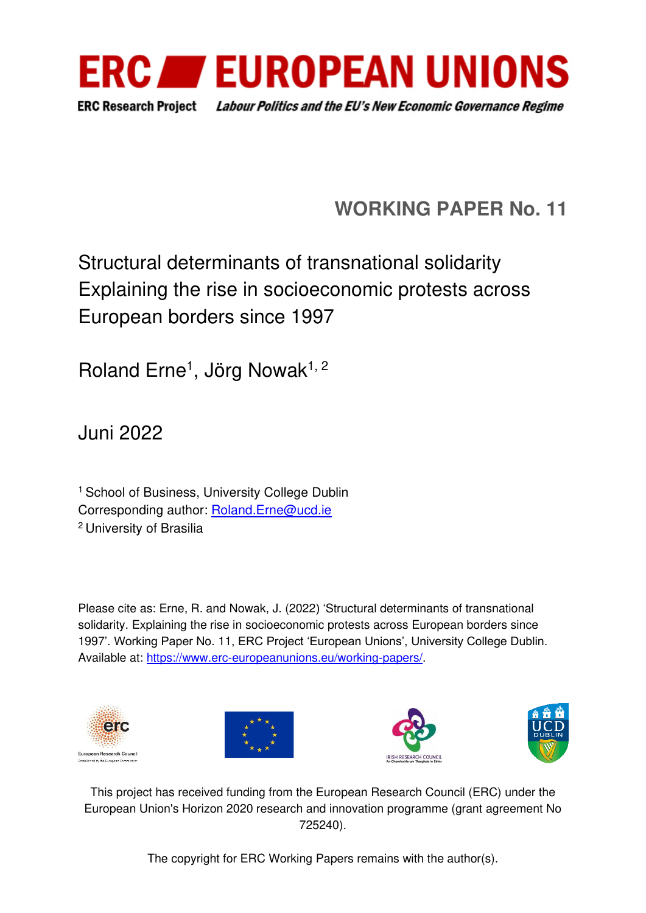**ERC EUROPEAN UNIONS**

**ERC Research Project** *Labour Politics and the EU's New Economic Governance Regime*

## WORKING PAPER No. 11

# Structural determinants of transnational solidarity Explaining the rise in socioeconomic protests across European borders since 1997

Roland Erne[1], Jörg Nowak[1, 2]

Juni 2022

[1] School of Business, University College Dublin
Corresponding author: Roland.Erne@ucd.ie
[2] University of Brasilia

Please cite as: Erne, R. and Nowak, J. (2022) 'Structural determinants of transnational solidarity. Explaining the rise in socioeconomic protests across European borders since 1997'. Working Paper No. 11, ERC Project 'European Unions', University College Dublin. Available at: https://www.erc-europeanunions.eu/working-papers/.

This project has received funding from the European Research Council (ERC) under the European Union's Horizon 2020 research and innovation programme (grant agreement No 725240).

The copyright for ERC Working Papers remains with the author(s).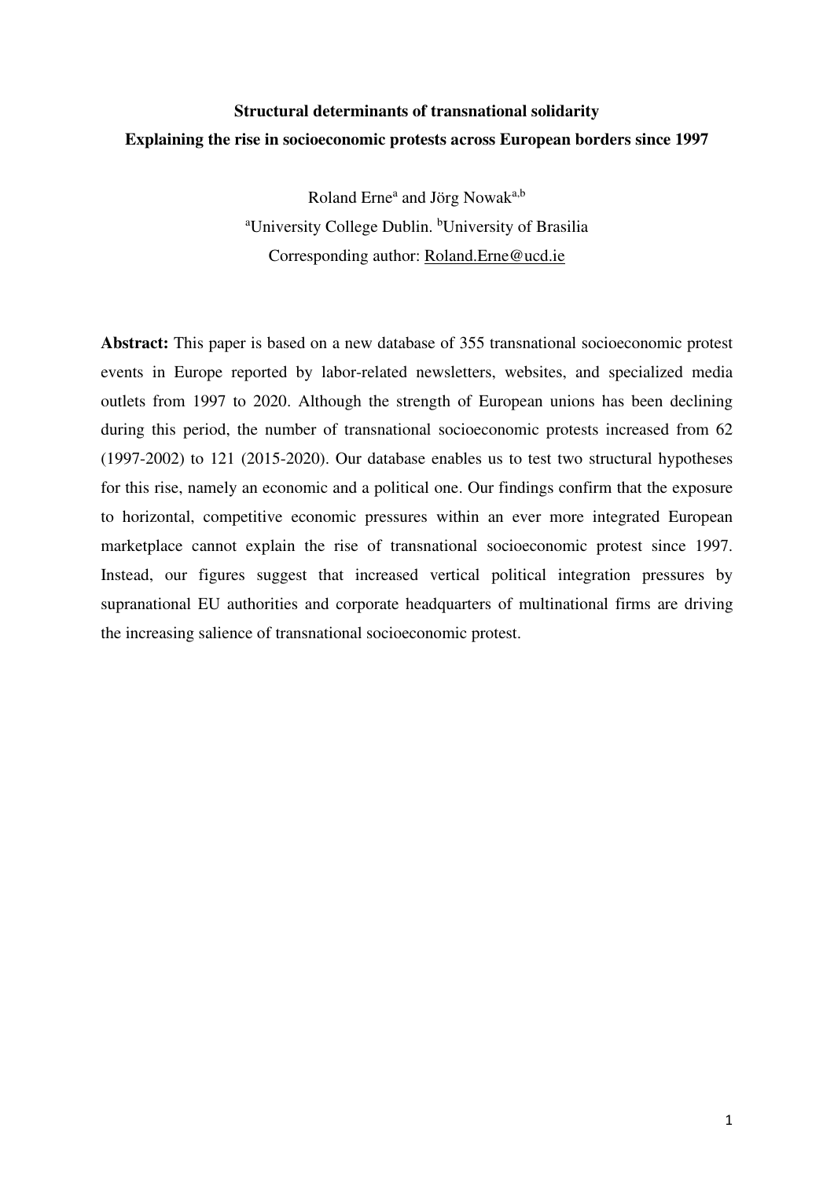**Structural determinants of transnational solidarity**

**Explaining the rise in socioeconomic protests across European borders since 1997**

Roland Erne[a] and Jörg Nowak[a,b]

[a]University College Dublin. [b]University of Brasilia

Corresponding author: Roland.Erne@ucd.ie

**Abstract:** This paper is based on a new database of 355 transnational socioeconomic protest events in Europe reported by labor-related newsletters, websites, and specialized media outlets from 1997 to 2020. Although the strength of European unions has been declining during this period, the number of transnational socioeconomic protests increased from 62 (1997-2002) to 121 (2015-2020). Our database enables us to test two structural hypotheses for this rise, namely an economic and a political one. Our findings confirm that the exposure to horizontal, competitive economic pressures within an ever more integrated European marketplace cannot explain the rise of transnational socioeconomic protest since 1997. Instead, our figures suggest that increased vertical political integration pressures by supranational EU authorities and corporate headquarters of multinational firms are driving the increasing salience of transnational socioeconomic protest.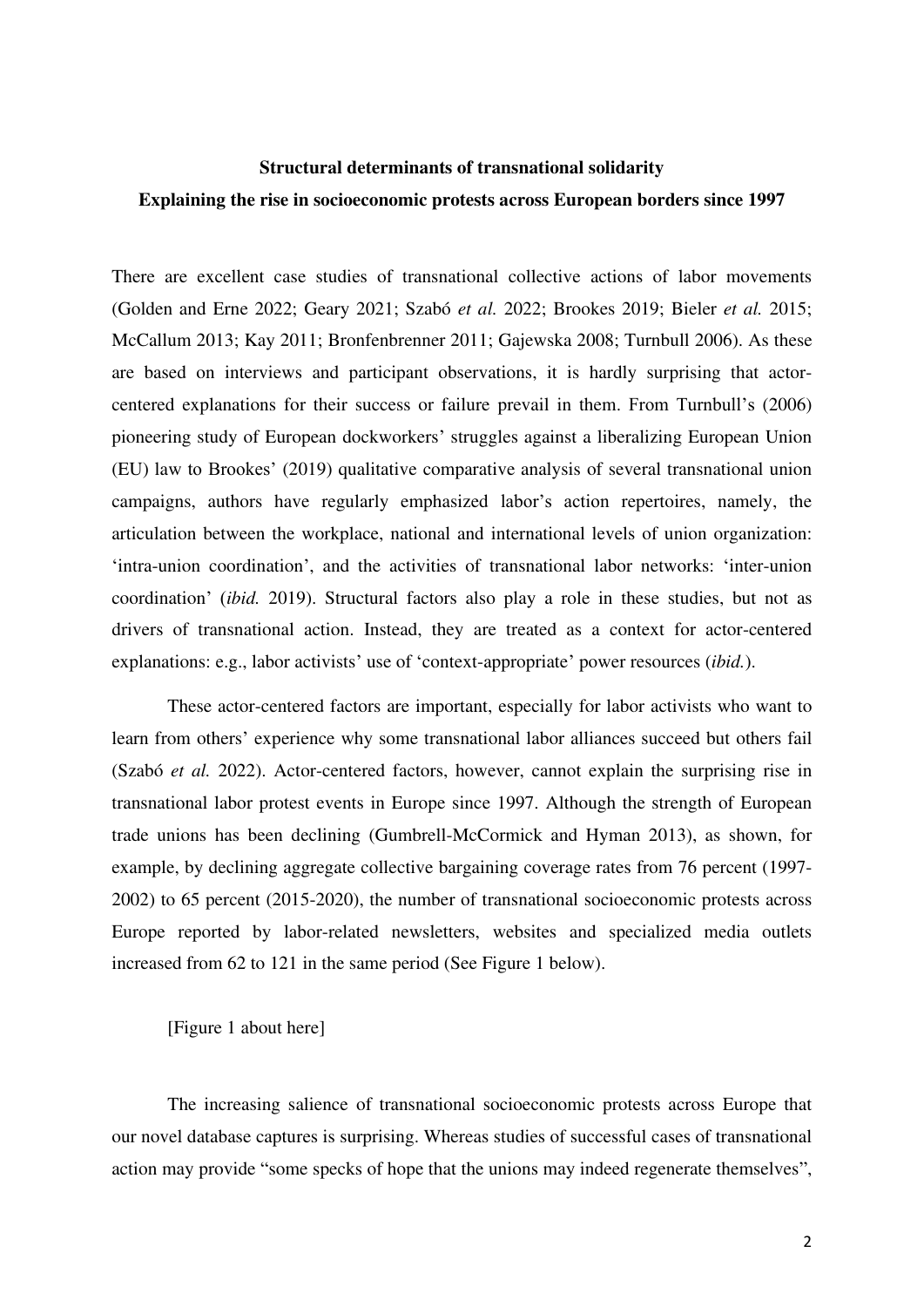**Structural determinants of transnational solidarity**

**Explaining the rise in socioeconomic protests across European borders since 1997**

There are excellent case studies of transnational collective actions of labor movements (Golden and Erne 2022; Geary 2021; Szabó *et al.* 2022; Brookes 2019; Bieler *et al.* 2015; McCallum 2013; Kay 2011; Bronfenbrenner 2011; Gajewska 2008; Turnbull 2006). As these are based on interviews and participant observations, it is hardly surprising that actor-centered explanations for their success or failure prevail in them. From Turnbull's (2006) pioneering study of European dockworkers' struggles against a liberalizing European Union (EU) law to Brookes' (2019) qualitative comparative analysis of several transnational union campaigns, authors have regularly emphasized labor's action repertoires, namely, the articulation between the workplace, national and international levels of union organization: 'intra-union coordination', and the activities of transnational labor networks: 'inter-union coordination' (*ibid.* 2019). Structural factors also play a role in these studies, but not as drivers of transnational action. Instead, they are treated as a context for actor-centered explanations: e.g., labor activists' use of 'context-appropriate' power resources (*ibid.*).

These actor-centered factors are important, especially for labor activists who want to learn from others' experience why some transnational labor alliances succeed but others fail (Szabó *et al.* 2022). Actor-centered factors, however, cannot explain the surprising rise in transnational labor protest events in Europe since 1997. Although the strength of European trade unions has been declining (Gumbrell-McCormick and Hyman 2013), as shown, for example, by declining aggregate collective bargaining coverage rates from 76 percent (1997-2002) to 65 percent (2015-2020), the number of transnational socioeconomic protests across Europe reported by labor-related newsletters, websites and specialized media outlets increased from 62 to 121 in the same period (See Figure 1 below).

[Figure 1 about here]

The increasing salience of transnational socioeconomic protests across Europe that our novel database captures is surprising. Whereas studies of successful cases of transnational action may provide "some specks of hope that the unions may indeed regenerate themselves",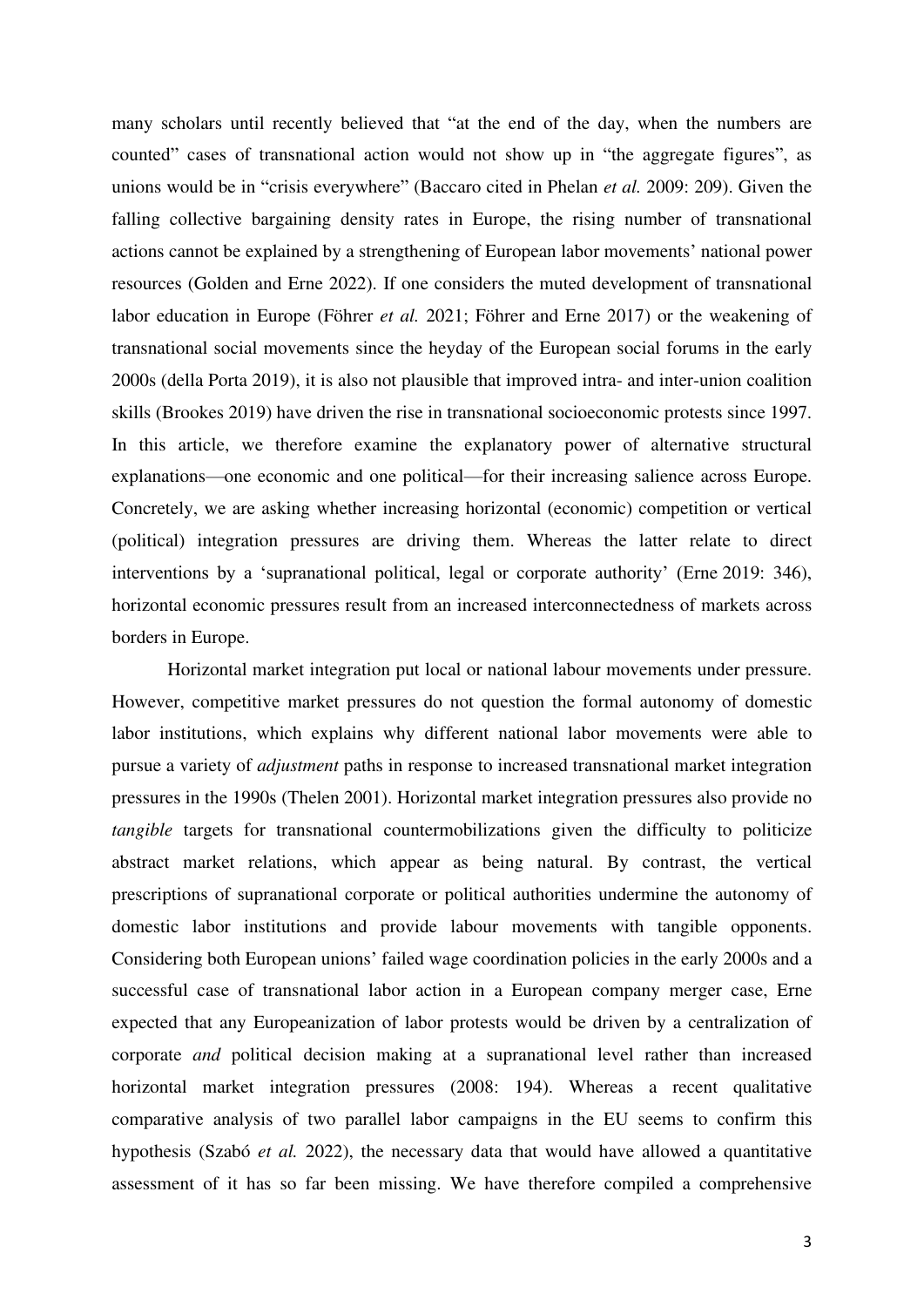many scholars until recently believed that "at the end of the day, when the numbers are counted" cases of transnational action would not show up in "the aggregate figures", as unions would be in "crisis everywhere" (Baccaro cited in Phelan *et al.* 2009: 209). Given the falling collective bargaining density rates in Europe, the rising number of transnational actions cannot be explained by a strengthening of European labor movements' national power resources (Golden and Erne 2022). If one considers the muted development of transnational labor education in Europe (Föhrer *et al.* 2021; Föhrer and Erne 2017) or the weakening of transnational social movements since the heyday of the European social forums in the early 2000s (della Porta 2019), it is also not plausible that improved intra- and inter-union coalition skills (Brookes 2019) have driven the rise in transnational socioeconomic protests since 1997. In this article, we therefore examine the explanatory power of alternative structural explanations—one economic and one political—for their increasing salience across Europe. Concretely, we are asking whether increasing horizontal (economic) competition or vertical (political) integration pressures are driving them. Whereas the latter relate to direct interventions by a 'supranational political, legal or corporate authority' (Erne 2019: 346), horizontal economic pressures result from an increased interconnectedness of markets across borders in Europe.

Horizontal market integration put local or national labour movements under pressure. However, competitive market pressures do not question the formal autonomy of domestic labor institutions, which explains why different national labor movements were able to pursue a variety of *adjustment* paths in response to increased transnational market integration pressures in the 1990s (Thelen 2001). Horizontal market integration pressures also provide no *tangible* targets for transnational countermobilizations given the difficulty to politicize abstract market relations, which appear as being natural. By contrast, the vertical prescriptions of supranational corporate or political authorities undermine the autonomy of domestic labor institutions and provide labour movements with tangible opponents. Considering both European unions' failed wage coordination policies in the early 2000s and a successful case of transnational labor action in a European company merger case, Erne expected that any Europeanization of labor protests would be driven by a centralization of corporate *and* political decision making at a supranational level rather than increased horizontal market integration pressures (2008: 194). Whereas a recent qualitative comparative analysis of two parallel labor campaigns in the EU seems to confirm this hypothesis (Szabó *et al.* 2022), the necessary data that would have allowed a quantitative assessment of it has so far been missing. We have therefore compiled a comprehensive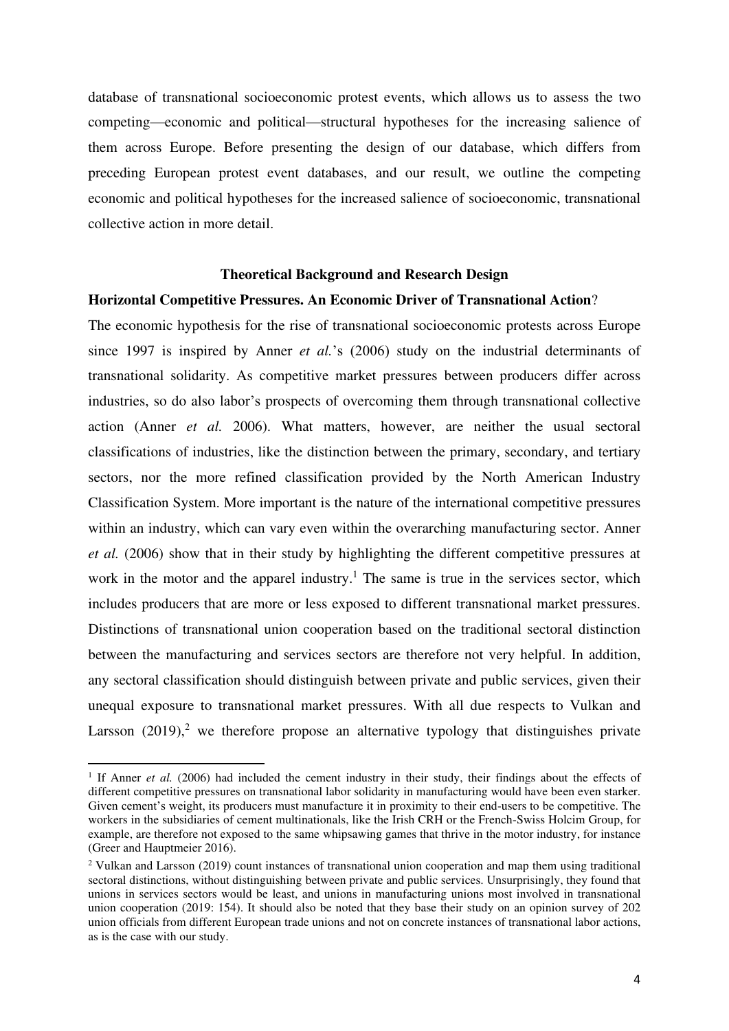database of transnational socioeconomic protest events, which allows us to assess the two competing—economic and political—structural hypotheses for the increasing salience of them across Europe. Before presenting the design of our database, which differs from preceding European protest event databases, and our result, we outline the competing economic and political hypotheses for the increased salience of socioeconomic, transnational collective action in more detail.

## Theoretical Background and Research Design

### Horizontal Competitive Pressures. An Economic Driver of Transnational Action?

The economic hypothesis for the rise of transnational socioeconomic protests across Europe since 1997 is inspired by Anner *et al.*'s (2006) study on the industrial determinants of transnational solidarity. As competitive market pressures between producers differ across industries, so do also labor's prospects of overcoming them through transnational collective action (Anner *et al.* 2006). What matters, however, are neither the usual sectoral classifications of industries, like the distinction between the primary, secondary, and tertiary sectors, nor the more refined classification provided by the North American Industry Classification System. More important is the nature of the international competitive pressures within an industry, which can vary even within the overarching manufacturing sector. Anner *et al.* (2006) show that in their study by highlighting the different competitive pressures at work in the motor and the apparel industry.[1] The same is true in the services sector, which includes producers that are more or less exposed to different transnational market pressures. Distinctions of transnational union cooperation based on the traditional sectoral distinction between the manufacturing and services sectors are therefore not very helpful. In addition, any sectoral classification should distinguish between private and public services, given their unequal exposure to transnational market pressures. With all due respects to Vulkan and Larsson (2019),[2] we therefore propose an alternative typology that distinguishes private

---

[1] If Anner *et al.* (2006) had included the cement industry in their study, their findings about the effects of different competitive pressures on transnational labor solidarity in manufacturing would have been even starker. Given cement's weight, its producers must manufacture it in proximity to their end-users to be competitive. The workers in the subsidiaries of cement multinationals, like the Irish CRH or the French-Swiss Holcim Group, for example, are therefore not exposed to the same whipsawing games that thrive in the motor industry, for instance (Greer and Hauptmeier 2016).

[2] Vulkan and Larsson (2019) count instances of transnational union cooperation and map them using traditional sectoral distinctions, without distinguishing between private and public services. Unsurprisingly, they found that unions in services sectors would be least, and unions in manufacturing unions most involved in transnational union cooperation (2019: 154). It should also be noted that they base their study on an opinion survey of 202 union officials from different European trade unions and not on concrete instances of transnational labor actions, as is the case with our study.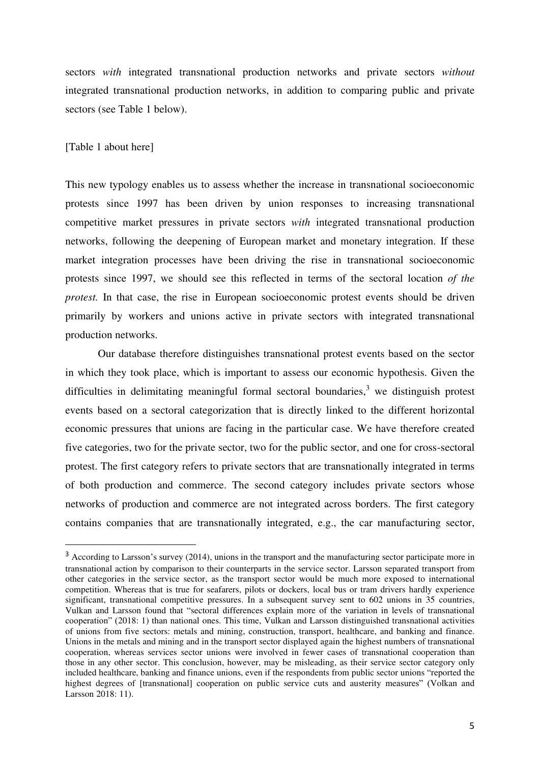sectors *with* integrated transnational production networks and private sectors *without* integrated transnational production networks, in addition to comparing public and private sectors (see Table 1 below).

[Table 1 about here]

This new typology enables us to assess whether the increase in transnational socioeconomic protests since 1997 has been driven by union responses to increasing transnational competitive market pressures in private sectors *with* integrated transnational production networks, following the deepening of European market and monetary integration. If these market integration processes have been driving the rise in transnational socioeconomic protests since 1997, we should see this reflected in terms of the sectoral location *of the protest.* In that case, the rise in European socioeconomic protest events should be driven primarily by workers and unions active in private sectors with integrated transnational production networks.

Our database therefore distinguishes transnational protest events based on the sector in which they took place, which is important to assess our economic hypothesis. Given the difficulties in delimitating meaningful formal sectoral boundaries,[3] we distinguish protest events based on a sectoral categorization that is directly linked to the different horizontal economic pressures that unions are facing in the particular case. We have therefore created five categories, two for the private sector, two for the public sector, and one for cross-sectoral protest. The first category refers to private sectors that are transnationally integrated in terms of both production and commerce. The second category includes private sectors whose networks of production and commerce are not integrated across borders. The first category contains companies that are transnationally integrated, e.g., the car manufacturing sector,

[3] According to Larsson's survey (2014), unions in the transport and the manufacturing sector participate more in transnational action by comparison to their counterparts in the service sector. Larsson separated transport from other categories in the service sector, as the transport sector would be much more exposed to international competition. Whereas that is true for seafarers, pilots or dockers, local bus or tram drivers hardly experience significant, transnational competitive pressures. In a subsequent survey sent to 602 unions in 35 countries, Vulkan and Larsson found that "sectoral differences explain more of the variation in levels of transnational cooperation" (2018: 1) than national ones. This time, Vulkan and Larsson distinguished transnational activities of unions from five sectors: metals and mining, construction, transport, healthcare, and banking and finance. Unions in the metals and mining and in the transport sector displayed again the highest numbers of transnational cooperation, whereas services sector unions were involved in fewer cases of transnational cooperation than those in any other sector. This conclusion, however, may be misleading, as their service sector category only included healthcare, banking and finance unions, even if the respondents from public sector unions "reported the highest degrees of [transnational] cooperation on public service cuts and austerity measures" (Volkan and Larsson 2018: 11).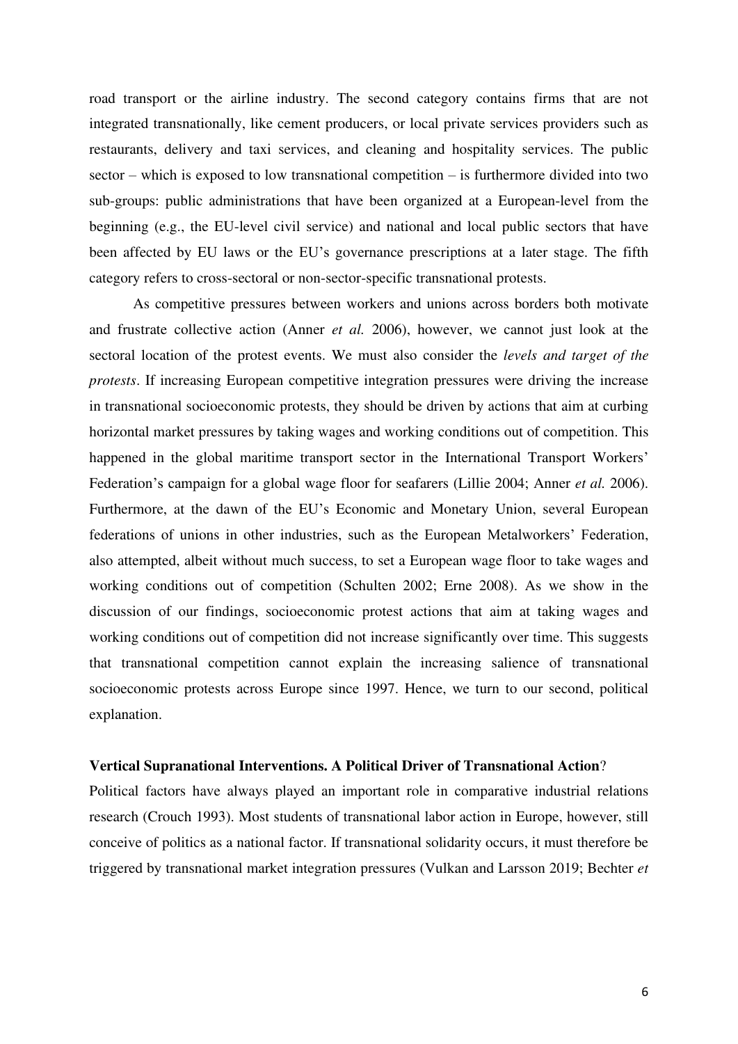road transport or the airline industry. The second category contains firms that are not integrated transnationally, like cement producers, or local private services providers such as restaurants, delivery and taxi services, and cleaning and hospitality services. The public sector – which is exposed to low transnational competition – is furthermore divided into two sub-groups: public administrations that have been organized at a European-level from the beginning (e.g., the EU-level civil service) and national and local public sectors that have been affected by EU laws or the EU's governance prescriptions at a later stage. The fifth category refers to cross-sectoral or non-sector-specific transnational protests.

As competitive pressures between workers and unions across borders both motivate and frustrate collective action (Anner *et al.* 2006), however, we cannot just look at the sectoral location of the protest events. We must also consider the *levels and target of the protests*. If increasing European competitive integration pressures were driving the increase in transnational socioeconomic protests, they should be driven by actions that aim at curbing horizontal market pressures by taking wages and working conditions out of competition. This happened in the global maritime transport sector in the International Transport Workers' Federation's campaign for a global wage floor for seafarers (Lillie 2004; Anner *et al.* 2006). Furthermore, at the dawn of the EU's Economic and Monetary Union, several European federations of unions in other industries, such as the European Metalworkers' Federation, also attempted, albeit without much success, to set a European wage floor to take wages and working conditions out of competition (Schulten 2002; Erne 2008). As we show in the discussion of our findings, socioeconomic protest actions that aim at taking wages and working conditions out of competition did not increase significantly over time. This suggests that transnational competition cannot explain the increasing salience of transnational socioeconomic protests across Europe since 1997. Hence, we turn to our second, political explanation.

**Vertical Supranational Interventions. A Political Driver of Transnational Action?**

Political factors have always played an important role in comparative industrial relations research (Crouch 1993). Most students of transnational labor action in Europe, however, still conceive of politics as a national factor. If transnational solidarity occurs, it must therefore be triggered by transnational market integration pressures (Vulkan and Larsson 2019; Bechter *et*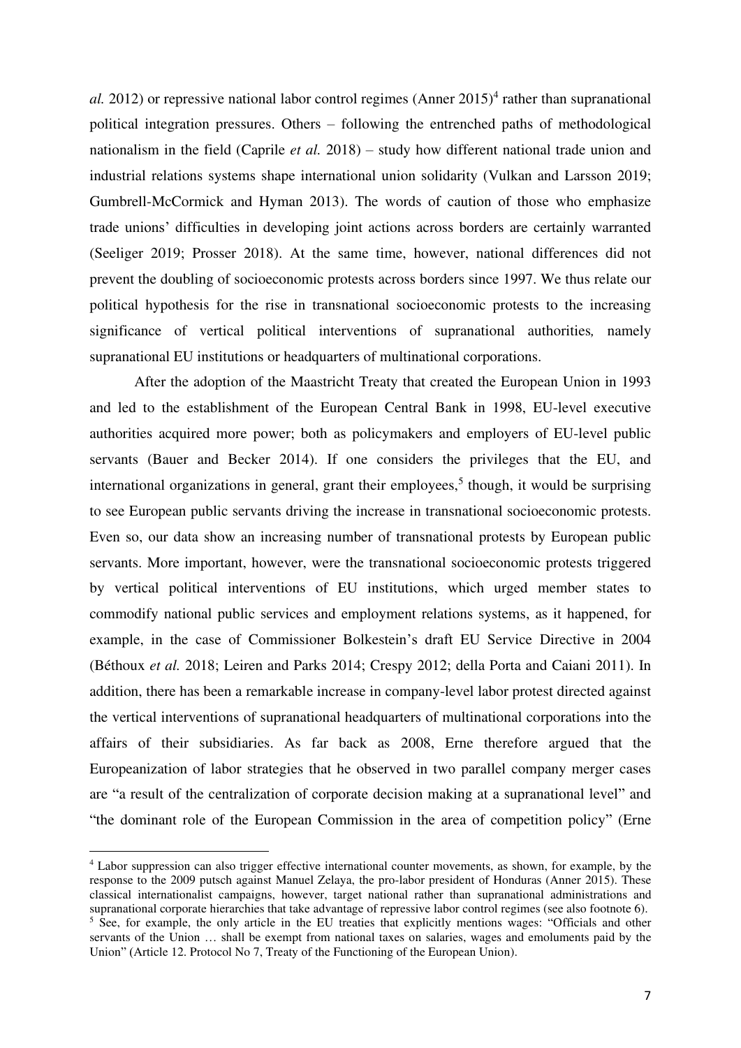*al.* 2012) or repressive national labor control regimes (Anner 2015)[4] rather than supranational political integration pressures. Others – following the entrenched paths of methodological nationalism in the field (Caprile *et al.* 2018) – study how different national trade union and industrial relations systems shape international union solidarity (Vulkan and Larsson 2019; Gumbrell-McCormick and Hyman 2013). The words of caution of those who emphasize trade unions' difficulties in developing joint actions across borders are certainly warranted (Seeliger 2019; Prosser 2018). At the same time, however, national differences did not prevent the doubling of socioeconomic protests across borders since 1997. We thus relate our political hypothesis for the rise in transnational socioeconomic protests to the increasing significance of vertical political interventions of supranational authorities*,* namely supranational EU institutions or headquarters of multinational corporations.

After the adoption of the Maastricht Treaty that created the European Union in 1993 and led to the establishment of the European Central Bank in 1998, EU-level executive authorities acquired more power; both as policymakers and employers of EU-level public servants (Bauer and Becker 2014). If one considers the privileges that the EU, and international organizations in general, grant their employees,[5] though, it would be surprising to see European public servants driving the increase in transnational socioeconomic protests. Even so, our data show an increasing number of transnational protests by European public servants. More important, however, were the transnational socioeconomic protests triggered by vertical political interventions of EU institutions, which urged member states to commodify national public services and employment relations systems, as it happened, for example, in the case of Commissioner Bolkestein's draft EU Service Directive in 2004 (Béthoux *et al.* 2018; Leiren and Parks 2014; Crespy 2012; della Porta and Caiani 2011). In addition, there has been a remarkable increase in company-level labor protest directed against the vertical interventions of supranational headquarters of multinational corporations into the affairs of their subsidiaries. As far back as 2008, Erne therefore argued that the Europeanization of labor strategies that he observed in two parallel company merger cases are "a result of the centralization of corporate decision making at a supranational level" and "the dominant role of the European Commission in the area of competition policy" (Erne

---

[4] Labor suppression can also trigger effective international counter movements, as shown, for example, by the response to the 2009 putsch against Manuel Zelaya, the pro-labor president of Honduras (Anner 2015). These classical internationalist campaigns, however, target national rather than supranational administrations and supranational corporate hierarchies that take advantage of repressive labor control regimes (see also footnote 6).

[5] See, for example, the only article in the EU treaties that explicitly mentions wages: "Officials and other servants of the Union … shall be exempt from national taxes on salaries, wages and emoluments paid by the Union" (Article 12. Protocol No 7, Treaty of the Functioning of the European Union).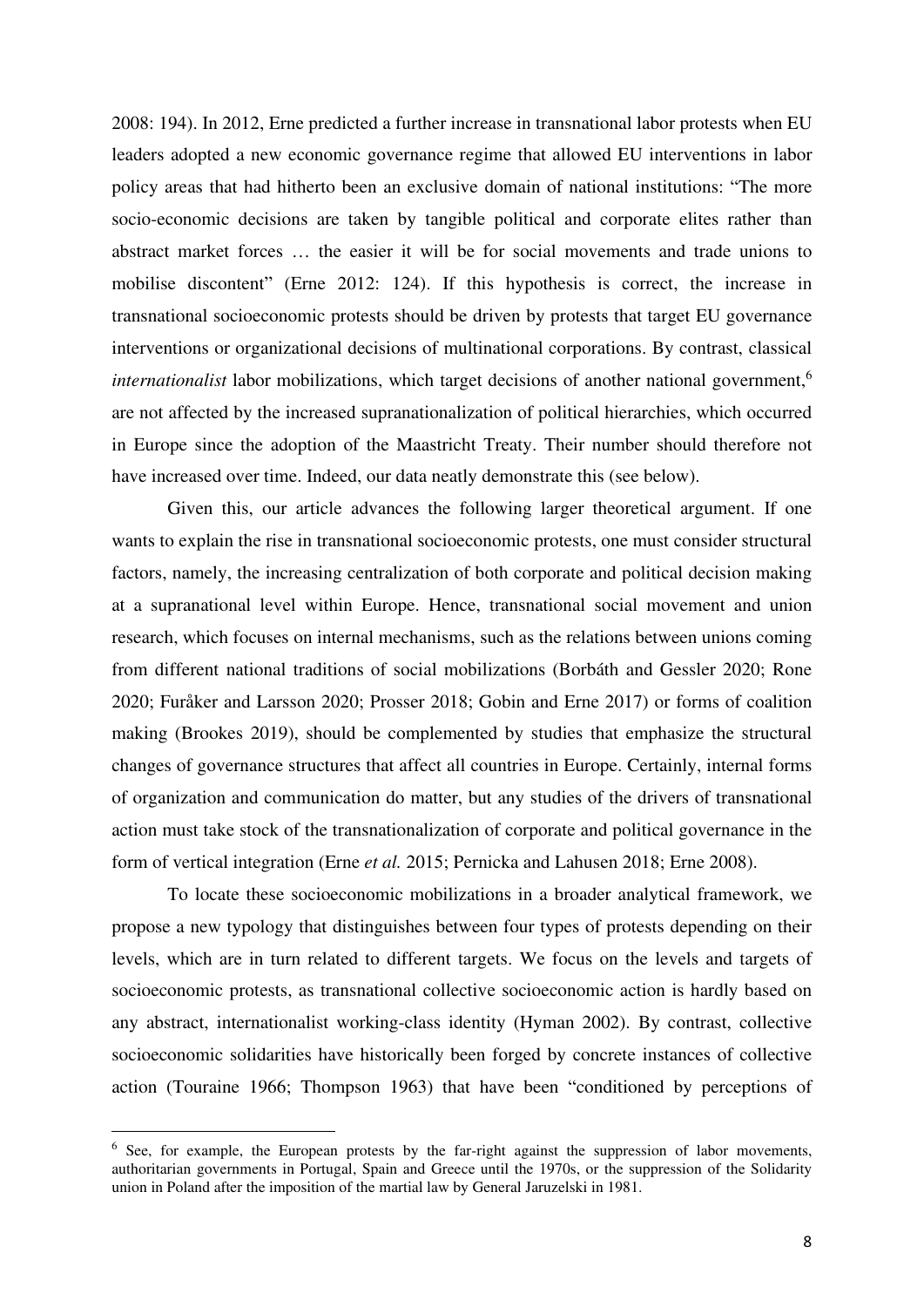2008: 194). In 2012, Erne predicted a further increase in transnational labor protests when EU leaders adopted a new economic governance regime that allowed EU interventions in labor policy areas that had hitherto been an exclusive domain of national institutions: "The more socio-economic decisions are taken by tangible political and corporate elites rather than abstract market forces … the easier it will be for social movements and trade unions to mobilise discontent" (Erne 2012: 124). If this hypothesis is correct, the increase in transnational socioeconomic protests should be driven by protests that target EU governance interventions or organizational decisions of multinational corporations. By contrast, classical *internationalist* labor mobilizations, which target decisions of another national government,[6] are not affected by the increased supranationalization of political hierarchies, which occurred in Europe since the adoption of the Maastricht Treaty. Their number should therefore not have increased over time. Indeed, our data neatly demonstrate this (see below).

Given this, our article advances the following larger theoretical argument. If one wants to explain the rise in transnational socioeconomic protests, one must consider structural factors, namely, the increasing centralization of both corporate and political decision making at a supranational level within Europe. Hence, transnational social movement and union research, which focuses on internal mechanisms, such as the relations between unions coming from different national traditions of social mobilizations (Borbáth and Gessler 2020; Rone 2020; Furåker and Larsson 2020; Prosser 2018; Gobin and Erne 2017) or forms of coalition making (Brookes 2019), should be complemented by studies that emphasize the structural changes of governance structures that affect all countries in Europe. Certainly, internal forms of organization and communication do matter, but any studies of the drivers of transnational action must take stock of the transnationalization of corporate and political governance in the form of vertical integration (Erne *et al.* 2015; Pernicka and Lahusen 2018; Erne 2008).

To locate these socioeconomic mobilizations in a broader analytical framework, we propose a new typology that distinguishes between four types of protests depending on their levels, which are in turn related to different targets. We focus on the levels and targets of socioeconomic protests, as transnational collective socioeconomic action is hardly based on any abstract, internationalist working-class identity (Hyman 2002). By contrast, collective socioeconomic solidarities have historically been forged by concrete instances of collective action (Touraine 1966; Thompson 1963) that have been "conditioned by perceptions of

---

[6] See, for example, the European protests by the far-right against the suppression of labor movements, authoritarian governments in Portugal, Spain and Greece until the 1970s, or the suppression of the Solidarity union in Poland after the imposition of the martial law by General Jaruzelski in 1981.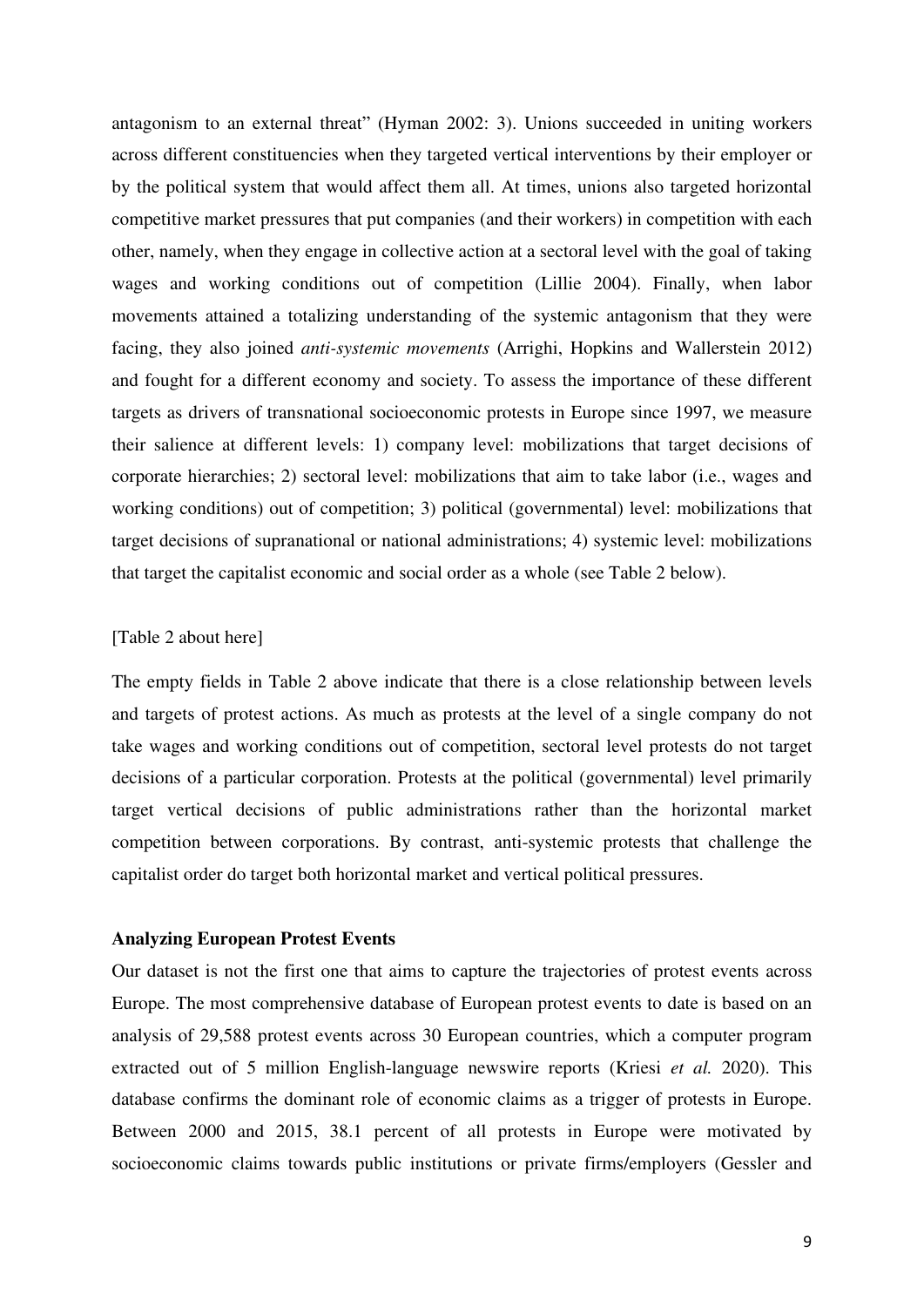antagonism to an external threat" (Hyman 2002: 3). Unions succeeded in uniting workers across different constituencies when they targeted vertical interventions by their employer or by the political system that would affect them all. At times, unions also targeted horizontal competitive market pressures that put companies (and their workers) in competition with each other, namely, when they engage in collective action at a sectoral level with the goal of taking wages and working conditions out of competition (Lillie 2004). Finally, when labor movements attained a totalizing understanding of the systemic antagonism that they were facing, they also joined *anti-systemic movements* (Arrighi, Hopkins and Wallerstein 2012) and fought for a different economy and society. To assess the importance of these different targets as drivers of transnational socioeconomic protests in Europe since 1997, we measure their salience at different levels: 1) company level: mobilizations that target decisions of corporate hierarchies; 2) sectoral level: mobilizations that aim to take labor (i.e., wages and working conditions) out of competition; 3) political (governmental) level: mobilizations that target decisions of supranational or national administrations; 4) systemic level: mobilizations that target the capitalist economic and social order as a whole (see Table 2 below).

[Table 2 about here]

The empty fields in Table 2 above indicate that there is a close relationship between levels and targets of protest actions. As much as protests at the level of a single company do not take wages and working conditions out of competition, sectoral level protests do not target decisions of a particular corporation. Protests at the political (governmental) level primarily target vertical decisions of public administrations rather than the horizontal market competition between corporations. By contrast, anti-systemic protests that challenge the capitalist order do target both horizontal market and vertical political pressures.

**Analyzing European Protest Events**

Our dataset is not the first one that aims to capture the trajectories of protest events across Europe. The most comprehensive database of European protest events to date is based on an analysis of 29,588 protest events across 30 European countries, which a computer program extracted out of 5 million English-language newswire reports (Kriesi *et al.* 2020). This database confirms the dominant role of economic claims as a trigger of protests in Europe. Between 2000 and 2015, 38.1 percent of all protests in Europe were motivated by socioeconomic claims towards public institutions or private firms/employers (Gessler and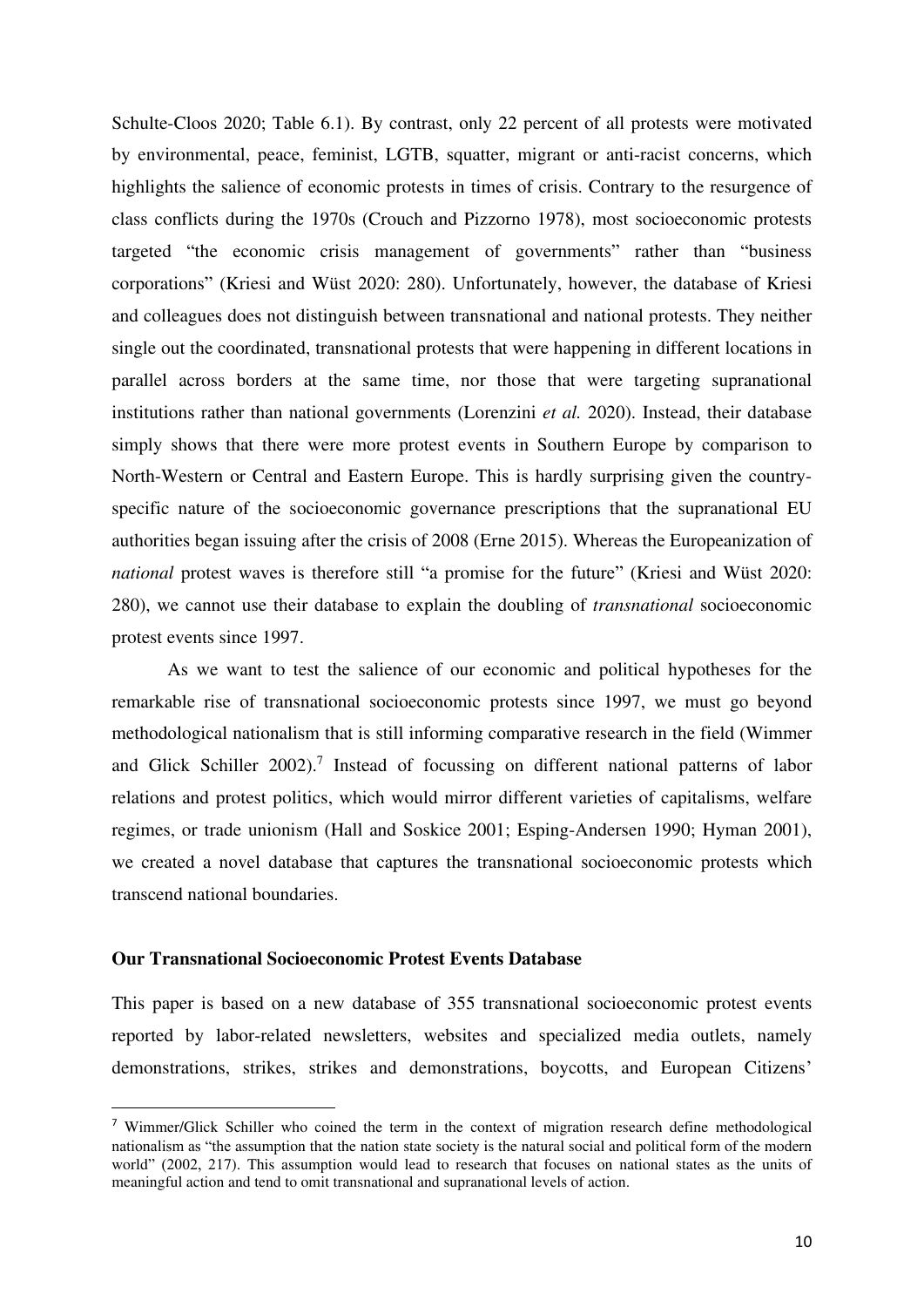Schulte-Cloos 2020; Table 6.1). By contrast, only 22 percent of all protests were motivated by environmental, peace, feminist, LGTB, squatter, migrant or anti-racist concerns, which highlights the salience of economic protests in times of crisis. Contrary to the resurgence of class conflicts during the 1970s (Crouch and Pizzorno 1978), most socioeconomic protests targeted "the economic crisis management of governments" rather than "business corporations" (Kriesi and Wüst 2020: 280). Unfortunately, however, the database of Kriesi and colleagues does not distinguish between transnational and national protests. They neither single out the coordinated, transnational protests that were happening in different locations in parallel across borders at the same time, nor those that were targeting supranational institutions rather than national governments (Lorenzini *et al.* 2020). Instead, their database simply shows that there were more protest events in Southern Europe by comparison to North-Western or Central and Eastern Europe. This is hardly surprising given the country-specific nature of the socioeconomic governance prescriptions that the supranational EU authorities began issuing after the crisis of 2008 (Erne 2015). Whereas the Europeanization of *national* protest waves is therefore still "a promise for the future" (Kriesi and Wüst 2020: 280), we cannot use their database to explain the doubling of *transnational* socioeconomic protest events since 1997.

As we want to test the salience of our economic and political hypotheses for the remarkable rise of transnational socioeconomic protests since 1997, we must go beyond methodological nationalism that is still informing comparative research in the field (Wimmer and Glick Schiller 2002).[7] Instead of focussing on different national patterns of labor relations and protest politics, which would mirror different varieties of capitalisms, welfare regimes, or trade unionism (Hall and Soskice 2001; Esping-Andersen 1990; Hyman 2001), we created a novel database that captures the transnational socioeconomic protests which transcend national boundaries.

**Our Transnational Socioeconomic Protest Events Database**

This paper is based on a new database of 355 transnational socioeconomic protest events reported by labor-related newsletters, websites and specialized media outlets, namely demonstrations, strikes, strikes and demonstrations, boycotts, and European Citizens'

[7] Wimmer/Glick Schiller who coined the term in the context of migration research define methodological nationalism as "the assumption that the nation state society is the natural social and political form of the modern world" (2002, 217). This assumption would lead to research that focuses on national states as the units of meaningful action and tend to omit transnational and supranational levels of action.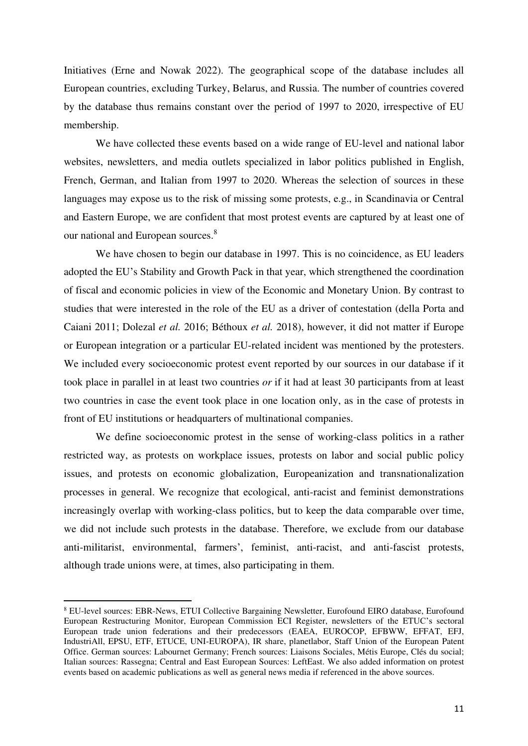Initiatives (Erne and Nowak 2022). The geographical scope of the database includes all European countries, excluding Turkey, Belarus, and Russia. The number of countries covered by the database thus remains constant over the period of 1997 to 2020, irrespective of EU membership.

We have collected these events based on a wide range of EU-level and national labor websites, newsletters, and media outlets specialized in labor politics published in English, French, German, and Italian from 1997 to 2020. Whereas the selection of sources in these languages may expose us to the risk of missing some protests, e.g., in Scandinavia or Central and Eastern Europe, we are confident that most protest events are captured by at least one of our national and European sources.[8]

We have chosen to begin our database in 1997. This is no coincidence, as EU leaders adopted the EU's Stability and Growth Pack in that year, which strengthened the coordination of fiscal and economic policies in view of the Economic and Monetary Union. By contrast to studies that were interested in the role of the EU as a driver of contestation (della Porta and Caiani 2011; Dolezal *et al.* 2016; Béthoux *et al.* 2018), however, it did not matter if Europe or European integration or a particular EU-related incident was mentioned by the protesters. We included every socioeconomic protest event reported by our sources in our database if it took place in parallel in at least two countries *or* if it had at least 30 participants from at least two countries in case the event took place in one location only, as in the case of protests in front of EU institutions or headquarters of multinational companies.

We define socioeconomic protest in the sense of working-class politics in a rather restricted way, as protests on workplace issues, protests on labor and social public policy issues, and protests on economic globalization, Europeanization and transnationalization processes in general. We recognize that ecological, anti-racist and feminist demonstrations increasingly overlap with working-class politics, but to keep the data comparable over time, we did not include such protests in the database. Therefore, we exclude from our database anti-militarist, environmental, farmers', feminist, anti-racist, and anti-fascist protests, although trade unions were, at times, also participating in them.

---

[8] EU-level sources: EBR-News, ETUI Collective Bargaining Newsletter, Eurofound EIRO database, Eurofound European Restructuring Monitor, European Commission ECI Register, newsletters of the ETUC's sectoral European trade union federations and their predecessors (EAEA, EUROCOP, EFBWW, EFFAT, EFJ, IndustriAll, EPSU, ETF, ETUCE, UNI-EUROPA), IR share, planetlabor, Staff Union of the European Patent Office. German sources: Labournet Germany; French sources: Liaisons Sociales, Métis Europe, Clés du social; Italian sources: Rassegna; Central and East European Sources: LeftEast. We also added information on protest events based on academic publications as well as general news media if referenced in the above sources.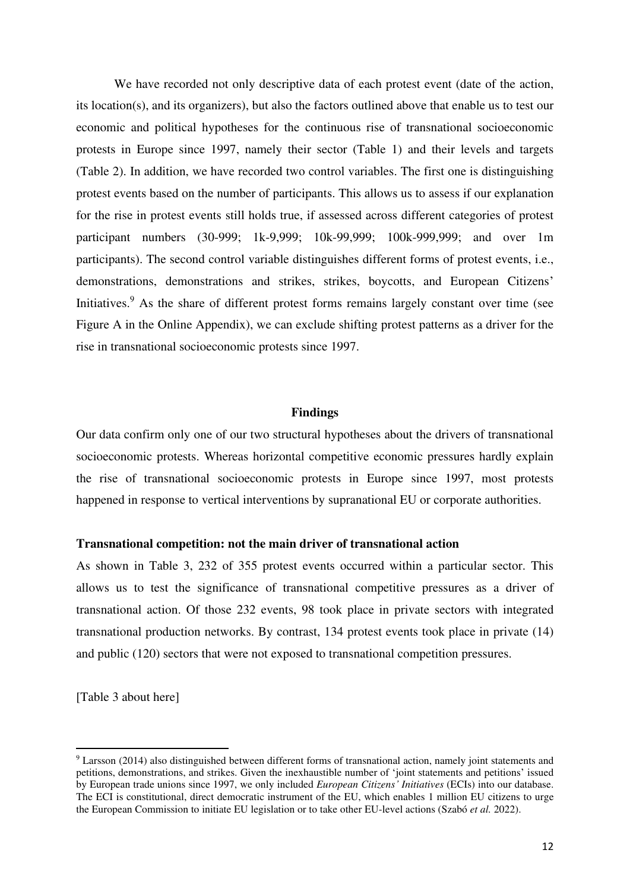We have recorded not only descriptive data of each protest event (date of the action, its location(s), and its organizers), but also the factors outlined above that enable us to test our economic and political hypotheses for the continuous rise of transnational socioeconomic protests in Europe since 1997, namely their sector (Table 1) and their levels and targets (Table 2). In addition, we have recorded two control variables. The first one is distinguishing protest events based on the number of participants. This allows us to assess if our explanation for the rise in protest events still holds true, if assessed across different categories of protest participant numbers (30-999; 1k-9,999; 10k-99,999; 100k-999,999; and over 1m participants). The second control variable distinguishes different forms of protest events, i.e., demonstrations, demonstrations and strikes, strikes, boycotts, and European Citizens' Initiatives.[9] As the share of different protest forms remains largely constant over time (see Figure A in the Online Appendix), we can exclude shifting protest patterns as a driver for the rise in transnational socioeconomic protests since 1997.

## Findings

Our data confirm only one of our two structural hypotheses about the drivers of transnational socioeconomic protests. Whereas horizontal competitive economic pressures hardly explain the rise of transnational socioeconomic protests in Europe since 1997, most protests happened in response to vertical interventions by supranational EU or corporate authorities.

### Transnational competition: not the main driver of transnational action

As shown in Table 3, 232 of 355 protest events occurred within a particular sector. This allows us to test the significance of transnational competitive pressures as a driver of transnational action. Of those 232 events, 98 took place in private sectors with integrated transnational production networks. By contrast, 134 protest events took place in private (14) and public (120) sectors that were not exposed to transnational competition pressures.

[Table 3 about here]

---

[9] Larsson (2014) also distinguished between different forms of transnational action, namely joint statements and petitions, demonstrations, and strikes. Given the inexhaustible number of 'joint statements and petitions' issued by European trade unions since 1997, we only included *European Citizens' Initiatives* (ECIs) into our database. The ECI is constitutional, direct democratic instrument of the EU, which enables 1 million EU citizens to urge the European Commission to initiate EU legislation or to take other EU-level actions (Szabó *et al.* 2022).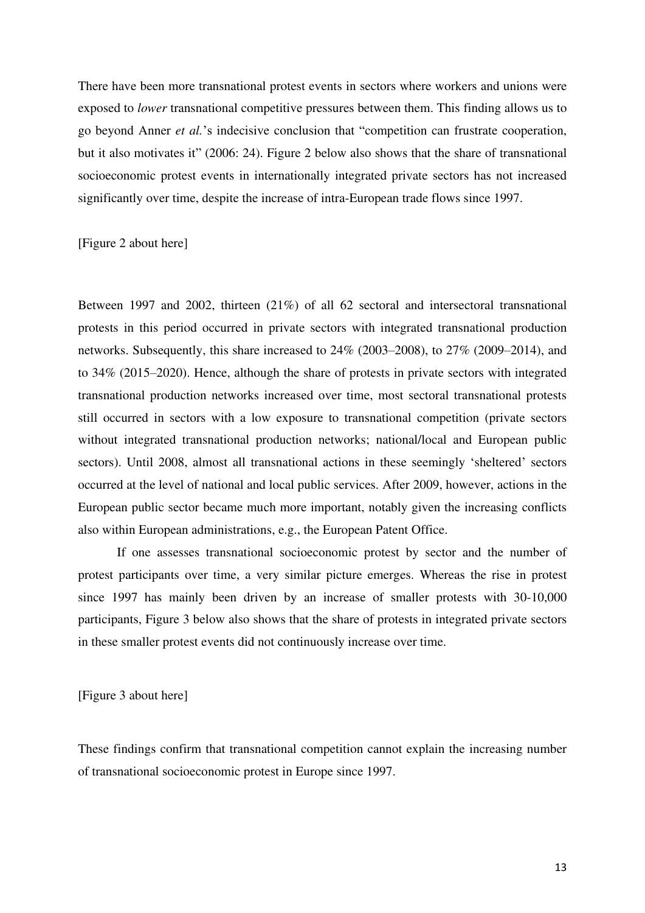There have been more transnational protest events in sectors where workers and unions were exposed to *lower* transnational competitive pressures between them. This finding allows us to go beyond Anner *et al.*'s indecisive conclusion that "competition can frustrate cooperation, but it also motivates it" (2006: 24). Figure 2 below also shows that the share of transnational socioeconomic protest events in internationally integrated private sectors has not increased significantly over time, despite the increase of intra-European trade flows since 1997.

[Figure 2 about here]

Between 1997 and 2002, thirteen (21%) of all 62 sectoral and intersectoral transnational protests in this period occurred in private sectors with integrated transnational production networks. Subsequently, this share increased to 24% (2003–2008), to 27% (2009–2014), and to 34% (2015–2020). Hence, although the share of protests in private sectors with integrated transnational production networks increased over time, most sectoral transnational protests still occurred in sectors with a low exposure to transnational competition (private sectors without integrated transnational production networks; national/local and European public sectors). Until 2008, almost all transnational actions in these seemingly 'sheltered' sectors occurred at the level of national and local public services. After 2009, however, actions in the European public sector became much more important, notably given the increasing conflicts also within European administrations, e.g., the European Patent Office.

If one assesses transnational socioeconomic protest by sector and the number of protest participants over time, a very similar picture emerges. Whereas the rise in protest since 1997 has mainly been driven by an increase of smaller protests with 30-10,000 participants, Figure 3 below also shows that the share of protests in integrated private sectors in these smaller protest events did not continuously increase over time.

[Figure 3 about here]

These findings confirm that transnational competition cannot explain the increasing number of transnational socioeconomic protest in Europe since 1997.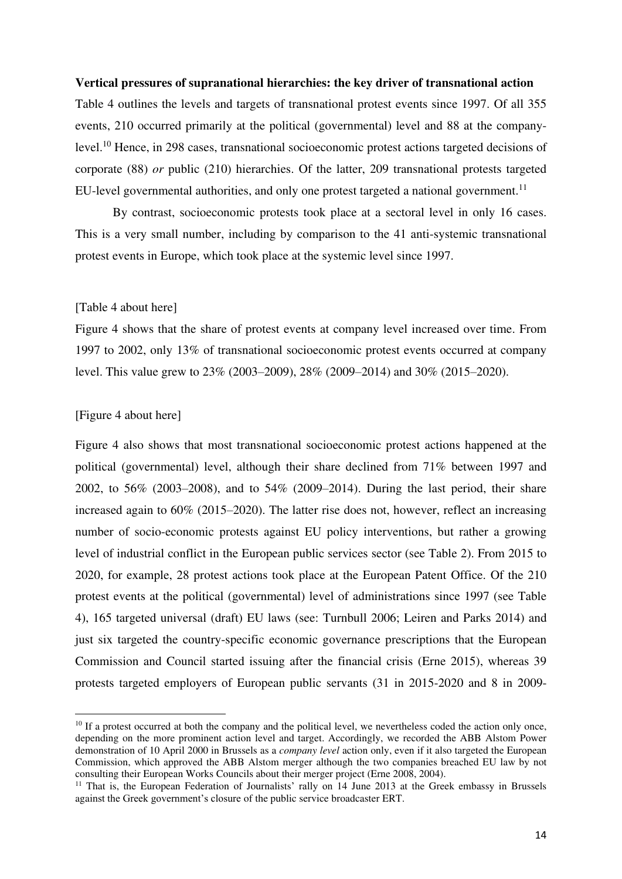**Vertical pressures of supranational hierarchies: the key driver of transnational action**

Table 4 outlines the levels and targets of transnational protest events since 1997. Of all 355 events, 210 occurred primarily at the political (governmental) level and 88 at the company-level.[10] Hence, in 298 cases, transnational socioeconomic protest actions targeted decisions of corporate (88) *or* public (210) hierarchies. Of the latter, 209 transnational protests targeted EU-level governmental authorities, and only one protest targeted a national government.[11]

By contrast, socioeconomic protests took place at a sectoral level in only 16 cases. This is a very small number, including by comparison to the 41 anti-systemic transnational protest events in Europe, which took place at the systemic level since 1997.

[Table 4 about here]

Figure 4 shows that the share of protest events at company level increased over time. From 1997 to 2002, only 13% of transnational socioeconomic protest events occurred at company level. This value grew to 23% (2003–2009), 28% (2009–2014) and 30% (2015–2020).

[Figure 4 about here]

Figure 4 also shows that most transnational socioeconomic protest actions happened at the political (governmental) level, although their share declined from 71% between 1997 and 2002, to 56% (2003–2008), and to 54% (2009–2014). During the last period, their share increased again to 60% (2015–2020). The latter rise does not, however, reflect an increasing number of socio-economic protests against EU policy interventions, but rather a growing level of industrial conflict in the European public services sector (see Table 2). From 2015 to 2020, for example, 28 protest actions took place at the European Patent Office. Of the 210 protest events at the political (governmental) level of administrations since 1997 (see Table 4), 165 targeted universal (draft) EU laws (see: Turnbull 2006; Leiren and Parks 2014) and just six targeted the country-specific economic governance prescriptions that the European Commission and Council started issuing after the financial crisis (Erne 2015), whereas 39 protests targeted employers of European public servants (31 in 2015-2020 and 8 in 2009-

[10] If a protest occurred at both the company and the political level, we nevertheless coded the action only once, depending on the more prominent action level and target. Accordingly, we recorded the ABB Alstom Power demonstration of 10 April 2000 in Brussels as a *company level* action only, even if it also targeted the European Commission, which approved the ABB Alstom merger although the two companies breached EU law by not consulting their European Works Councils about their merger project (Erne 2008, 2004).

[11] That is, the European Federation of Journalists' rally on 14 June 2013 at the Greek embassy in Brussels against the Greek government's closure of the public service broadcaster ERT.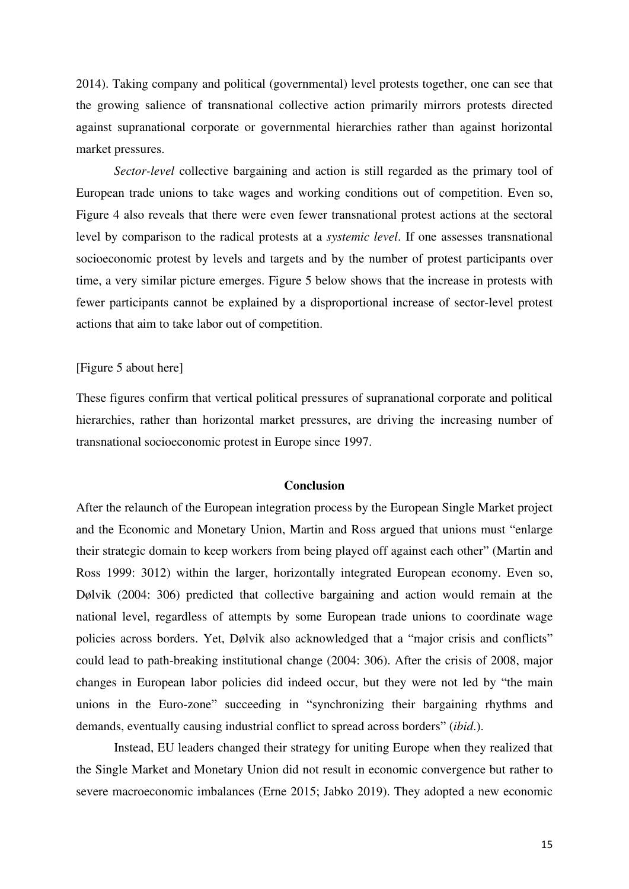2014). Taking company and political (governmental) level protests together, one can see that the growing salience of transnational collective action primarily mirrors protests directed against supranational corporate or governmental hierarchies rather than against horizontal market pressures.

*Sector-level* collective bargaining and action is still regarded as the primary tool of European trade unions to take wages and working conditions out of competition. Even so, Figure 4 also reveals that there were even fewer transnational protest actions at the sectoral level by comparison to the radical protests at a *systemic level*. If one assesses transnational socioeconomic protest by levels and targets and by the number of protest participants over time, a very similar picture emerges. Figure 5 below shows that the increase in protests with fewer participants cannot be explained by a disproportional increase of sector-level protest actions that aim to take labor out of competition.

[Figure 5 about here]

These figures confirm that vertical political pressures of supranational corporate and political hierarchies, rather than horizontal market pressures, are driving the increasing number of transnational socioeconomic protest in Europe since 1997.

## Conclusion

After the relaunch of the European integration process by the European Single Market project and the Economic and Monetary Union, Martin and Ross argued that unions must "enlarge their strategic domain to keep workers from being played off against each other" (Martin and Ross 1999: 3012) within the larger, horizontally integrated European economy. Even so, Dølvik (2004: 306) predicted that collective bargaining and action would remain at the national level, regardless of attempts by some European trade unions to coordinate wage policies across borders. Yet, Dølvik also acknowledged that a "major crisis and conflicts" could lead to path-breaking institutional change (2004: 306). After the crisis of 2008, major changes in European labor policies did indeed occur, but they were not led by "the main unions in the Euro-zone" succeeding in "synchronizing their bargaining rhythms and demands, eventually causing industrial conflict to spread across borders" (*ibid*.).

Instead, EU leaders changed their strategy for uniting Europe when they realized that the Single Market and Monetary Union did not result in economic convergence but rather to severe macroeconomic imbalances (Erne 2015; Jabko 2019). They adopted a new economic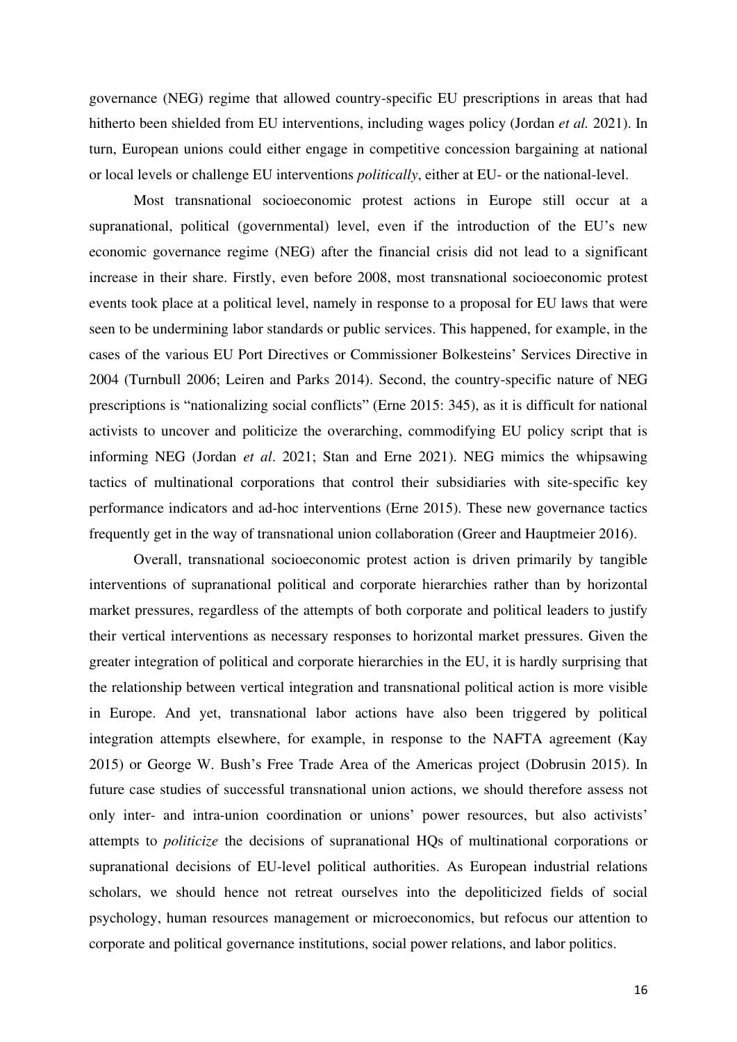governance (NEG) regime that allowed country-specific EU prescriptions in areas that had hitherto been shielded from EU interventions, including wages policy (Jordan *et al.* 2021). In turn, European unions could either engage in competitive concession bargaining at national or local levels or challenge EU interventions *politically*, either at EU- or the national-level.

Most transnational socioeconomic protest actions in Europe still occur at a supranational, political (governmental) level, even if the introduction of the EU's new economic governance regime (NEG) after the financial crisis did not lead to a significant increase in their share. Firstly, even before 2008, most transnational socioeconomic protest events took place at a political level, namely in response to a proposal for EU laws that were seen to be undermining labor standards or public services. This happened, for example, in the cases of the various EU Port Directives or Commissioner Bolkesteins' Services Directive in 2004 (Turnbull 2006; Leiren and Parks 2014). Second, the country-specific nature of NEG prescriptions is "nationalizing social conflicts" (Erne 2015: 345), as it is difficult for national activists to uncover and politicize the overarching, commodifying EU policy script that is informing NEG (Jordan *et al*. 2021; Stan and Erne 2021). NEG mimics the whipsawing tactics of multinational corporations that control their subsidiaries with site-specific key performance indicators and ad-hoc interventions (Erne 2015). These new governance tactics frequently get in the way of transnational union collaboration (Greer and Hauptmeier 2016).

Overall, transnational socioeconomic protest action is driven primarily by tangible interventions of supranational political and corporate hierarchies rather than by horizontal market pressures, regardless of the attempts of both corporate and political leaders to justify their vertical interventions as necessary responses to horizontal market pressures. Given the greater integration of political and corporate hierarchies in the EU, it is hardly surprising that the relationship between vertical integration and transnational political action is more visible in Europe. And yet, transnational labor actions have also been triggered by political integration attempts elsewhere, for example, in response to the NAFTA agreement (Kay 2015) or George W. Bush's Free Trade Area of the Americas project (Dobrusin 2015). In future case studies of successful transnational union actions, we should therefore assess not only inter- and intra-union coordination or unions' power resources, but also activists' attempts to *politicize* the decisions of supranational HQs of multinational corporations or supranational decisions of EU-level political authorities. As European industrial relations scholars, we should hence not retreat ourselves into the depoliticized fields of social psychology, human resources management or microeconomics, but refocus our attention to corporate and political governance institutions, social power relations, and labor politics.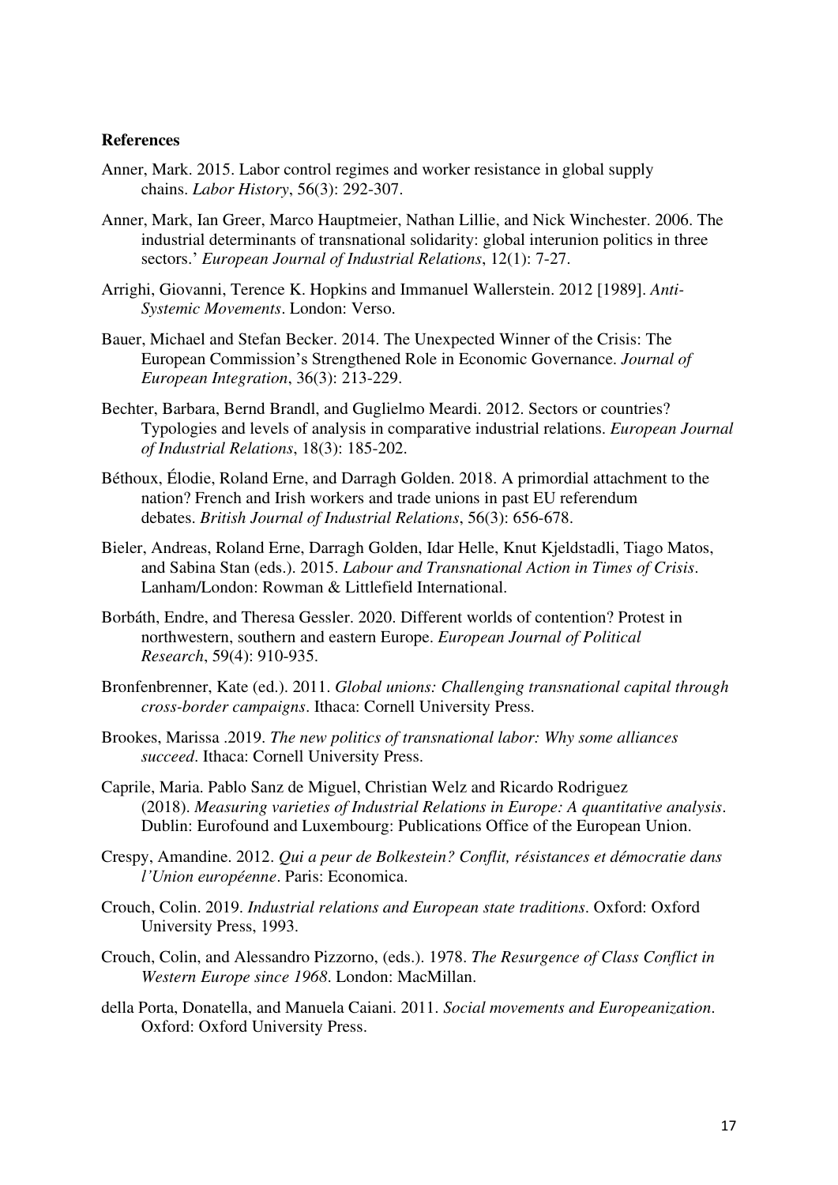**References**

Anner, Mark. 2015. Labor control regimes and worker resistance in global supply chains. *Labor History*, 56(3): 292-307.

Anner, Mark, Ian Greer, Marco Hauptmeier, Nathan Lillie, and Nick Winchester. 2006. The industrial determinants of transnational solidarity: global interunion politics in three sectors.' *European Journal of Industrial Relations*, 12(1): 7-27.

Arrighi, Giovanni, Terence K. Hopkins and Immanuel Wallerstein. 2012 [1989]. *Anti-Systemic Movements*. London: Verso.

Bauer, Michael and Stefan Becker. 2014. The Unexpected Winner of the Crisis: The European Commission's Strengthened Role in Economic Governance. *Journal of European Integration*, 36(3): 213-229.

Bechter, Barbara, Bernd Brandl, and Guglielmo Meardi. 2012. Sectors or countries? Typologies and levels of analysis in comparative industrial relations. *European Journal of Industrial Relations*, 18(3): 185-202.

Béthoux, Élodie, Roland Erne, and Darragh Golden. 2018. A primordial attachment to the nation? French and Irish workers and trade unions in past EU referendum debates. *British Journal of Industrial Relations*, 56(3): 656-678.

Bieler, Andreas, Roland Erne, Darragh Golden, Idar Helle, Knut Kjeldstadli, Tiago Matos, and Sabina Stan (eds.). 2015. *Labour and Transnational Action in Times of Crisis*. Lanham/London: Rowman & Littlefield International.

Borbáth, Endre, and Theresa Gessler. 2020. Different worlds of contention? Protest in northwestern, southern and eastern Europe. *European Journal of Political Research*, 59(4): 910-935.

Bronfenbrenner, Kate (ed.). 2011. *Global unions: Challenging transnational capital through cross-border campaigns*. Ithaca: Cornell University Press.

Brookes, Marissa .2019. *The new politics of transnational labor: Why some alliances succeed*. Ithaca: Cornell University Press.

Caprile, Maria. Pablo Sanz de Miguel, Christian Welz and Ricardo Rodriguez (2018). *Measuring varieties of Industrial Relations in Europe: A quantitative analysis*. Dublin: Eurofound and Luxembourg: Publications Office of the European Union.

Crespy, Amandine. 2012. *Qui a peur de Bolkestein? Conflit, résistances et démocratie dans l'Union européenne*. Paris: Economica.

Crouch, Colin. 2019. *Industrial relations and European state traditions*. Oxford: Oxford University Press, 1993.

Crouch, Colin, and Alessandro Pizzorno, (eds.). 1978. *The Resurgence of Class Conflict in Western Europe since 1968*. London: MacMillan.

della Porta, Donatella, and Manuela Caiani. 2011. *Social movements and Europeanization*. Oxford: Oxford University Press.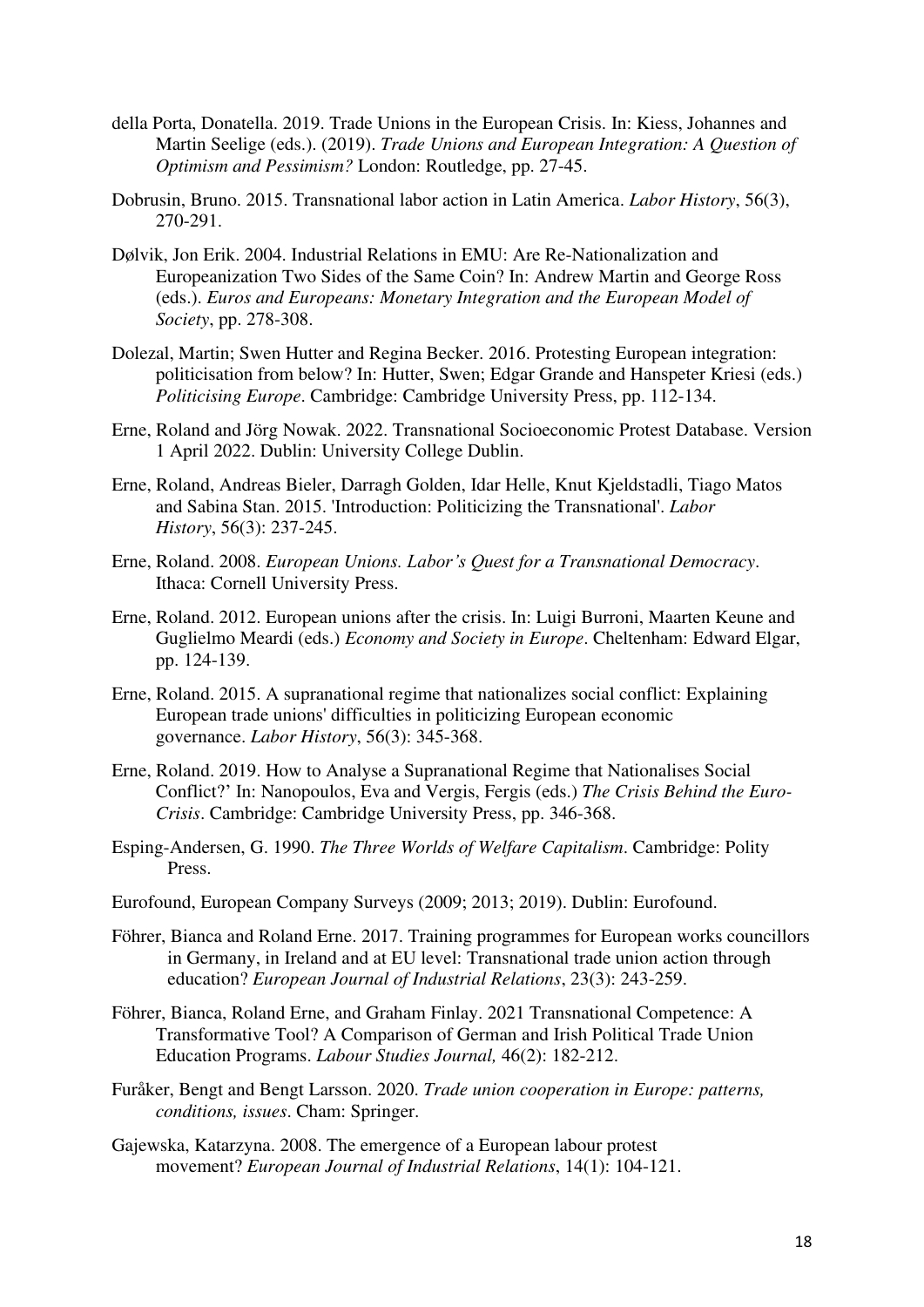della Porta, Donatella. 2019. Trade Unions in the European Crisis. In: Kiess, Johannes and Martin Seelige (eds.). (2019). *Trade Unions and European Integration: A Question of Optimism and Pessimism?* London: Routledge, pp. 27-45.

Dobrusin, Bruno. 2015. Transnational labor action in Latin America. *Labor History*, 56(3), 270-291.

Dølvik, Jon Erik. 2004. Industrial Relations in EMU: Are Re-Nationalization and Europeanization Two Sides of the Same Coin? In: Andrew Martin and George Ross (eds.). *Euros and Europeans: Monetary Integration and the European Model of Society*, pp. 278-308.

Dolezal, Martin; Swen Hutter and Regina Becker. 2016. Protesting European integration: politicisation from below? In: Hutter, Swen; Edgar Grande and Hanspeter Kriesi (eds.) *Politicising Europe*. Cambridge: Cambridge University Press, pp. 112-134.

Erne, Roland and Jörg Nowak. 2022. Transnational Socioeconomic Protest Database. Version 1 April 2022. Dublin: University College Dublin.

Erne, Roland, Andreas Bieler, Darragh Golden, Idar Helle, Knut Kjeldstadli, Tiago Matos and Sabina Stan. 2015. 'Introduction: Politicizing the Transnational'. *Labor History*, 56(3): 237-245.

Erne, Roland. 2008. *European Unions. Labor's Quest for a Transnational Democracy*. Ithaca: Cornell University Press.

Erne, Roland. 2012. European unions after the crisis. In: Luigi Burroni, Maarten Keune and Guglielmo Meardi (eds.) *Economy and Society in Europe*. Cheltenham: Edward Elgar, pp. 124-139.

Erne, Roland. 2015. A supranational regime that nationalizes social conflict: Explaining European trade unions' difficulties in politicizing European economic governance. *Labor History*, 56(3): 345-368.

Erne, Roland. 2019. How to Analyse a Supranational Regime that Nationalises Social Conflict?' In: Nanopoulos, Eva and Vergis, Fergis (eds.) *The Crisis Behind the Euro-Crisis*. Cambridge: Cambridge University Press, pp. 346-368.

Esping-Andersen, G. 1990. *The Three Worlds of Welfare Capitalism*. Cambridge: Polity Press.

Eurofound, European Company Surveys (2009; 2013; 2019). Dublin: Eurofound.

Föhrer, Bianca and Roland Erne. 2017. Training programmes for European works councillors in Germany, in Ireland and at EU level: Transnational trade union action through education? *European Journal of Industrial Relations*, 23(3): 243-259.

Föhrer, Bianca, Roland Erne, and Graham Finlay. 2021 Transnational Competence: A Transformative Tool? A Comparison of German and Irish Political Trade Union Education Programs. *Labour Studies Journal,* 46(2): 182-212.

Furåker, Bengt and Bengt Larsson. 2020. *Trade union cooperation in Europe: patterns, conditions, issues*. Cham: Springer.

Gajewska, Katarzyna. 2008. The emergence of a European labour protest movement? *European Journal of Industrial Relations*, 14(1): 104-121.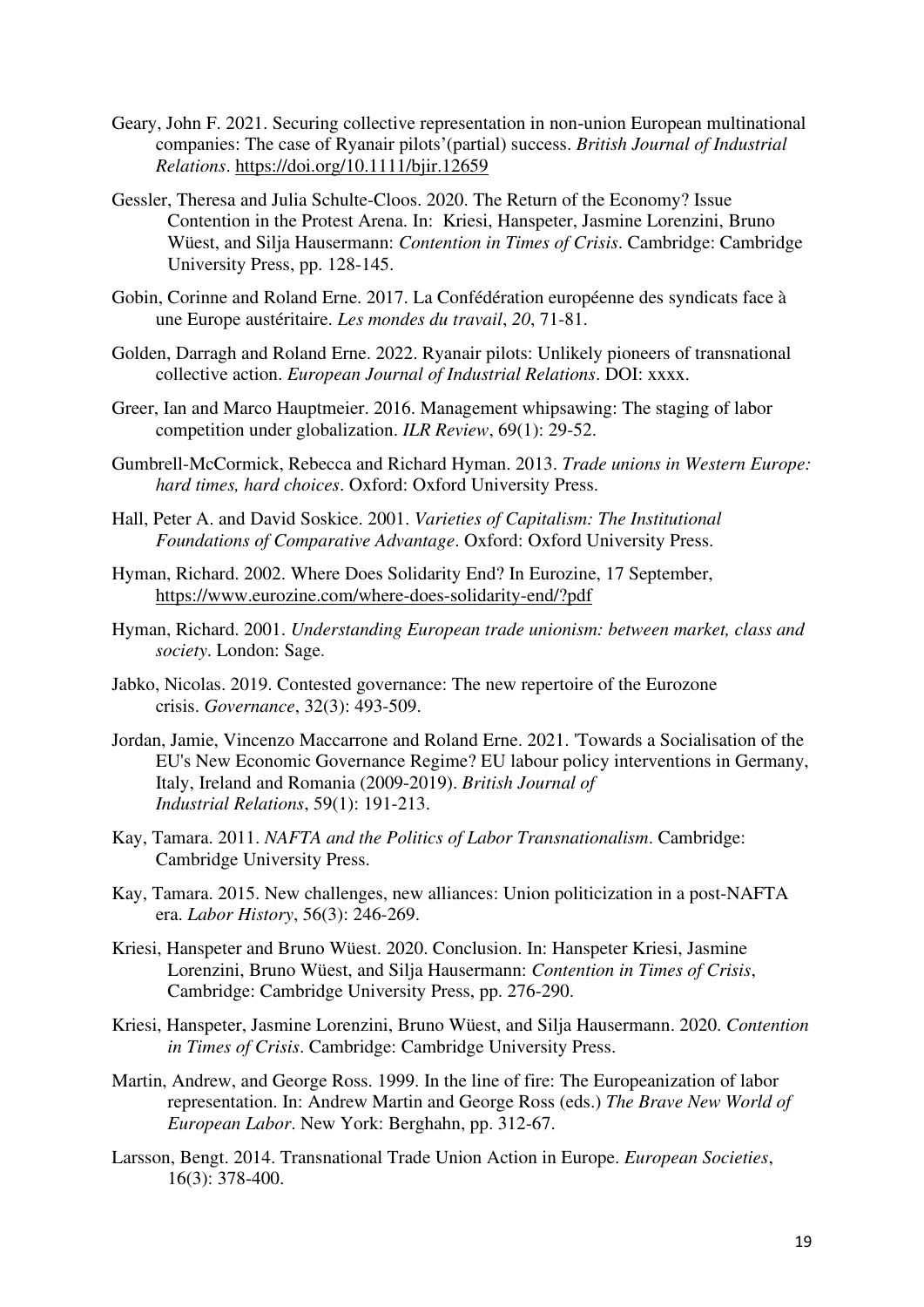Geary, John F. 2021. Securing collective representation in non-union European multinational companies: The case of Ryanair pilots'(partial) success. *British Journal of Industrial Relations*. https://doi.org/10.1111/bjir.12659

Gessler, Theresa and Julia Schulte-Cloos. 2020. The Return of the Economy? Issue Contention in the Protest Arena. In: Kriesi, Hanspeter, Jasmine Lorenzini, Bruno Wüest, and Silja Hausermann: *Contention in Times of Crisis*. Cambridge: Cambridge University Press, pp. 128-145.

Gobin, Corinne and Roland Erne. 2017. La Confédération européenne des syndicats face à une Europe austéritaire. *Les mondes du travail*, *20*, 71-81.

Golden, Darragh and Roland Erne. 2022. Ryanair pilots: Unlikely pioneers of transnational collective action. *European Journal of Industrial Relations*. DOI: xxxx.

Greer, Ian and Marco Hauptmeier. 2016. Management whipsawing: The staging of labor competition under globalization. *ILR Review*, 69(1): 29-52.

Gumbrell-McCormick, Rebecca and Richard Hyman. 2013. *Trade unions in Western Europe: hard times, hard choices*. Oxford: Oxford University Press.

Hall, Peter A. and David Soskice. 2001. *Varieties of Capitalism: The Institutional Foundations of Comparative Advantage*. Oxford: Oxford University Press.

Hyman, Richard. 2002. Where Does Solidarity End? In Eurozine, 17 September, https://www.eurozine.com/where-does-solidarity-end/?pdf

Hyman, Richard. 2001. *Understanding European trade unionism: between market, class and society*. London: Sage.

Jabko, Nicolas. 2019. Contested governance: The new repertoire of the Eurozone crisis. *Governance*, 32(3): 493-509.

Jordan, Jamie, Vincenzo Maccarrone and Roland Erne. 2021. 'Towards a Socialisation of the EU's New Economic Governance Regime? EU labour policy interventions in Germany, Italy, Ireland and Romania (2009-2019). *British Journal of Industrial Relations*, 59(1): 191-213.

Kay, Tamara. 2011. *NAFTA and the Politics of Labor Transnationalism*. Cambridge: Cambridge University Press.

Kay, Tamara. 2015. New challenges, new alliances: Union politicization in a post-NAFTA era. *Labor History*, 56(3): 246-269.

Kriesi, Hanspeter and Bruno Wüest. 2020. Conclusion. In: Hanspeter Kriesi, Jasmine Lorenzini, Bruno Wüest, and Silja Hausermann: *Contention in Times of Crisis*, Cambridge: Cambridge University Press, pp. 276-290.

Kriesi, Hanspeter, Jasmine Lorenzini, Bruno Wüest, and Silja Hausermann. 2020. *Contention in Times of Crisis*. Cambridge: Cambridge University Press.

Martin, Andrew, and George Ross. 1999. In the line of fire: The Europeanization of labor representation. In: Andrew Martin and George Ross (eds.) *The Brave New World of European Labor*. New York: Berghahn, pp. 312-67.

Larsson, Bengt. 2014. Transnational Trade Union Action in Europe. *European Societies*, 16(3): 378-400.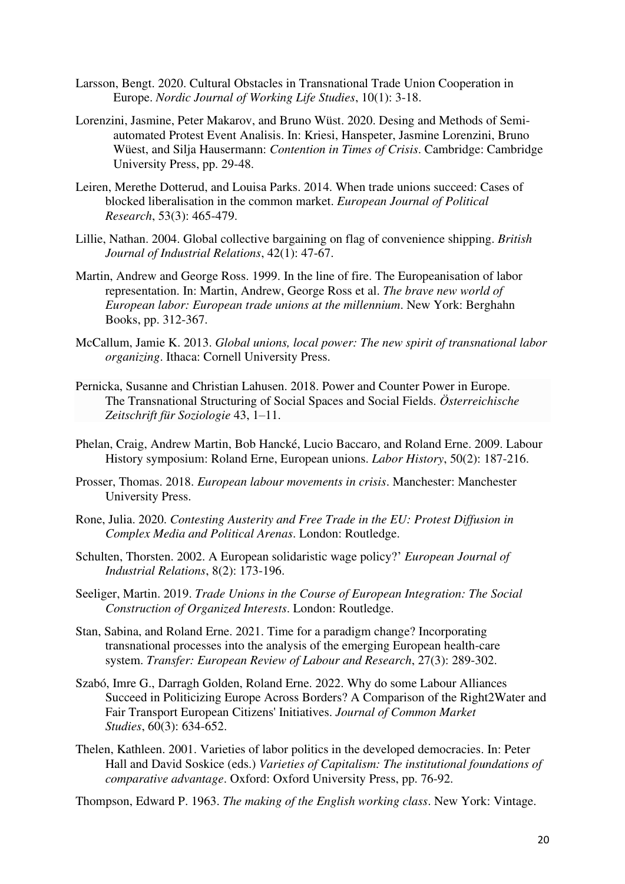Larsson, Bengt. 2020. Cultural Obstacles in Transnational Trade Union Cooperation in Europe. *Nordic Journal of Working Life Studies*, 10(1): 3-18.

Lorenzini, Jasmine, Peter Makarov, and Bruno Wüst. 2020. Desing and Methods of Semi-automated Protest Event Analisis. In: Kriesi, Hanspeter, Jasmine Lorenzini, Bruno Wüest, and Silja Hausermann: *Contention in Times of Crisis*. Cambridge: Cambridge University Press, pp. 29-48.

Leiren, Merethe Dotterud, and Louisa Parks. 2014. When trade unions succeed: Cases of blocked liberalisation in the common market. *European Journal of Political Research*, 53(3): 465-479.

Lillie, Nathan. 2004. Global collective bargaining on flag of convenience shipping. *British Journal of Industrial Relations*, 42(1): 47-67.

Martin, Andrew and George Ross. 1999. In the line of fire. The Europeanisation of labor representation. In: Martin, Andrew, George Ross et al. *The brave new world of European labor: European trade unions at the millennium*. New York: Berghahn Books, pp. 312-367.

McCallum, Jamie K. 2013. *Global unions, local power: The new spirit of transnational labor organizing*. Ithaca: Cornell University Press.

Pernicka, Susanne and Christian Lahusen. 2018. Power and Counter Power in Europe. The Transnational Structuring of Social Spaces and Social Fields. *Österreichische Zeitschrift für Soziologie* 43, 1–11.

Phelan, Craig, Andrew Martin, Bob Hancké, Lucio Baccaro, and Roland Erne. 2009. Labour History symposium: Roland Erne, European unions. *Labor History*, 50(2): 187-216.

Prosser, Thomas. 2018. *European labour movements in crisis*. Manchester: Manchester University Press.

Rone, Julia. 2020. *Contesting Austerity and Free Trade in the EU: Protest Diffusion in Complex Media and Political Arenas*. London: Routledge.

Schulten, Thorsten. 2002. A European solidaristic wage policy?' *European Journal of Industrial Relations*, 8(2): 173-196.

Seeliger, Martin. 2019. *Trade Unions in the Course of European Integration: The Social Construction of Organized Interests*. London: Routledge.

Stan, Sabina, and Roland Erne. 2021. Time for a paradigm change? Incorporating transnational processes into the analysis of the emerging European health-care system. *Transfer: European Review of Labour and Research*, 27(3): 289-302.

Szabó, Imre G., Darragh Golden, Roland Erne. 2022. Why do some Labour Alliances Succeed in Politicizing Europe Across Borders? A Comparison of the Right2Water and Fair Transport European Citizens' Initiatives. *Journal of Common Market Studies*, 60(3): 634-652.

Thelen, Kathleen. 2001. Varieties of labor politics in the developed democracies. In: Peter Hall and David Soskice (eds.) *Varieties of Capitalism: The institutional foundations of comparative advantage*. Oxford: Oxford University Press, pp. 76-92.

Thompson, Edward P. 1963. *The making of the English working class*. New York: Vintage.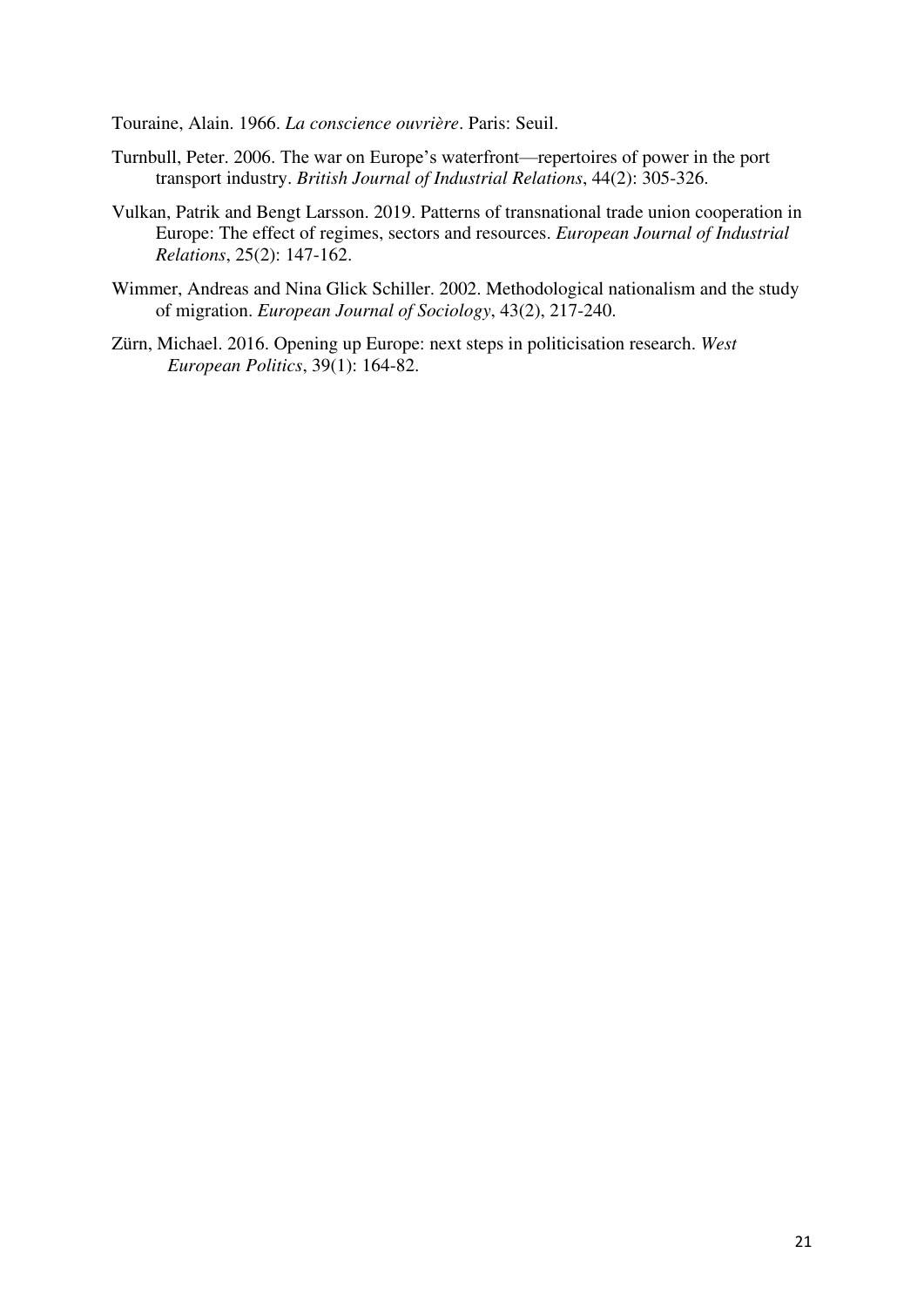Touraine, Alain. 1966. *La conscience ouvrière*. Paris: Seuil.

Turnbull, Peter. 2006. The war on Europe's waterfront—repertoires of power in the port transport industry. *British Journal of Industrial Relations*, 44(2): 305-326.

Vulkan, Patrik and Bengt Larsson. 2019. Patterns of transnational trade union cooperation in Europe: The effect of regimes, sectors and resources. *European Journal of Industrial Relations*, 25(2): 147-162.

Wimmer, Andreas and Nina Glick Schiller. 2002. Methodological nationalism and the study of migration. *European Journal of Sociology*, 43(2), 217-240.

Zürn, Michael. 2016. Opening up Europe: next steps in politicisation research. *West European Politics*, 39(1): 164-82.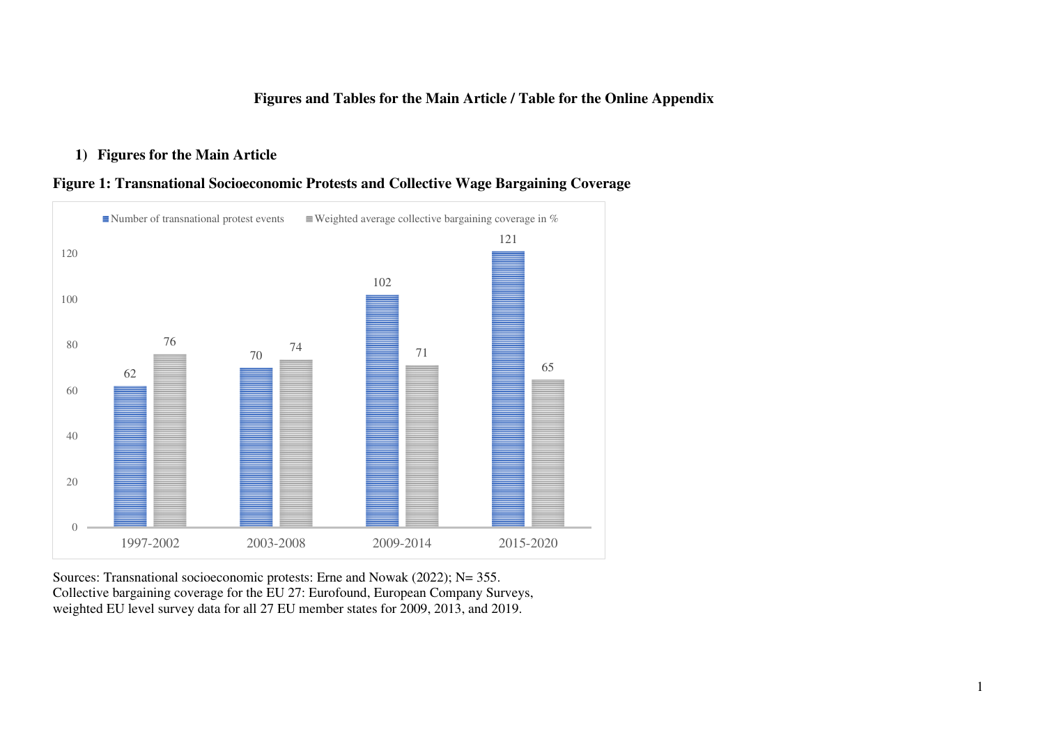**Figures and Tables for the Main Article / Table for the Online Appendix**

1) **Figures for the Main Article**

**Figure 1: Transnational Socioeconomic Protests and Collective Wage Bargaining Coverage**

| Period | Number of transnational protest events | Weighted average collective bargaining coverage in % |
|---|---|---|
| 1997-2002 | 62 | 76 |
| 2003-2008 | 70 | 74 |
| 2009-2014 | 102 | 71 |
| 2015-2020 | 121 | 65 |

Sources: Transnational socioeconomic protests: Erne and Nowak (2022); N= 355.
Collective bargaining coverage for the EU 27: Eurofound, European Company Surveys, weighted EU level survey data for all 27 EU member states for 2009, 2013, and 2019.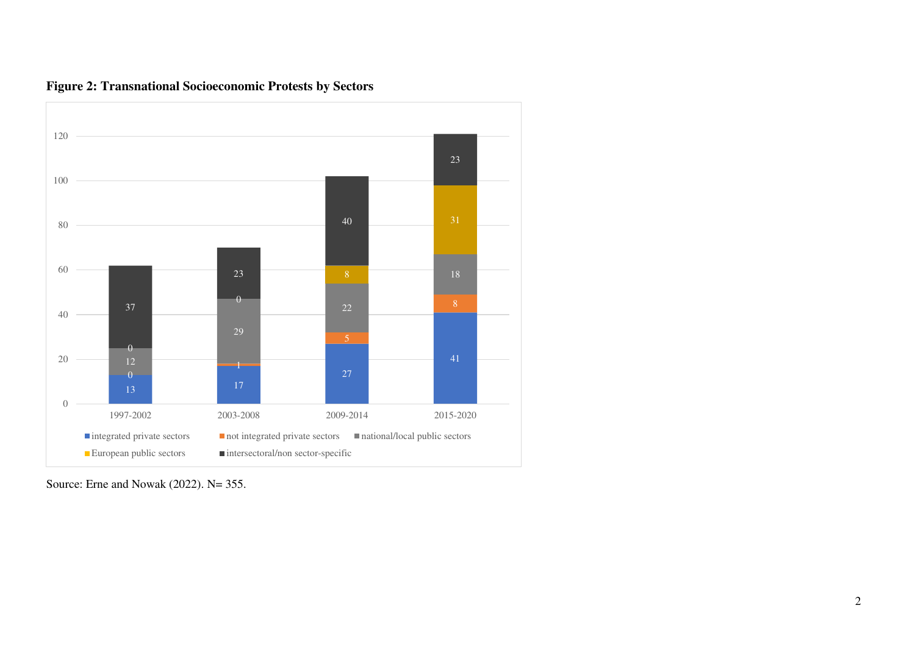**Figure 2: Transnational Socioeconomic Protests by Sectors**

| | 1997-2002 | 2003-2008 | 2009-2014 | 2015-2020 |
|---|---|---|---|---|
| integrated private sectors | 13 | 17 | 27 | 41 |
| not integrated private sectors | 0 | 1 | 5 | 8 |
| national/local public sectors | 12 | 29 | 22 | 18 |
| European public sectors | 0 | 0 | 8 | 31 |
| intersectoral/non sector-specific | 37 | 23 | 40 | 23 |

Source: Erne and Nowak (2022). N= 355.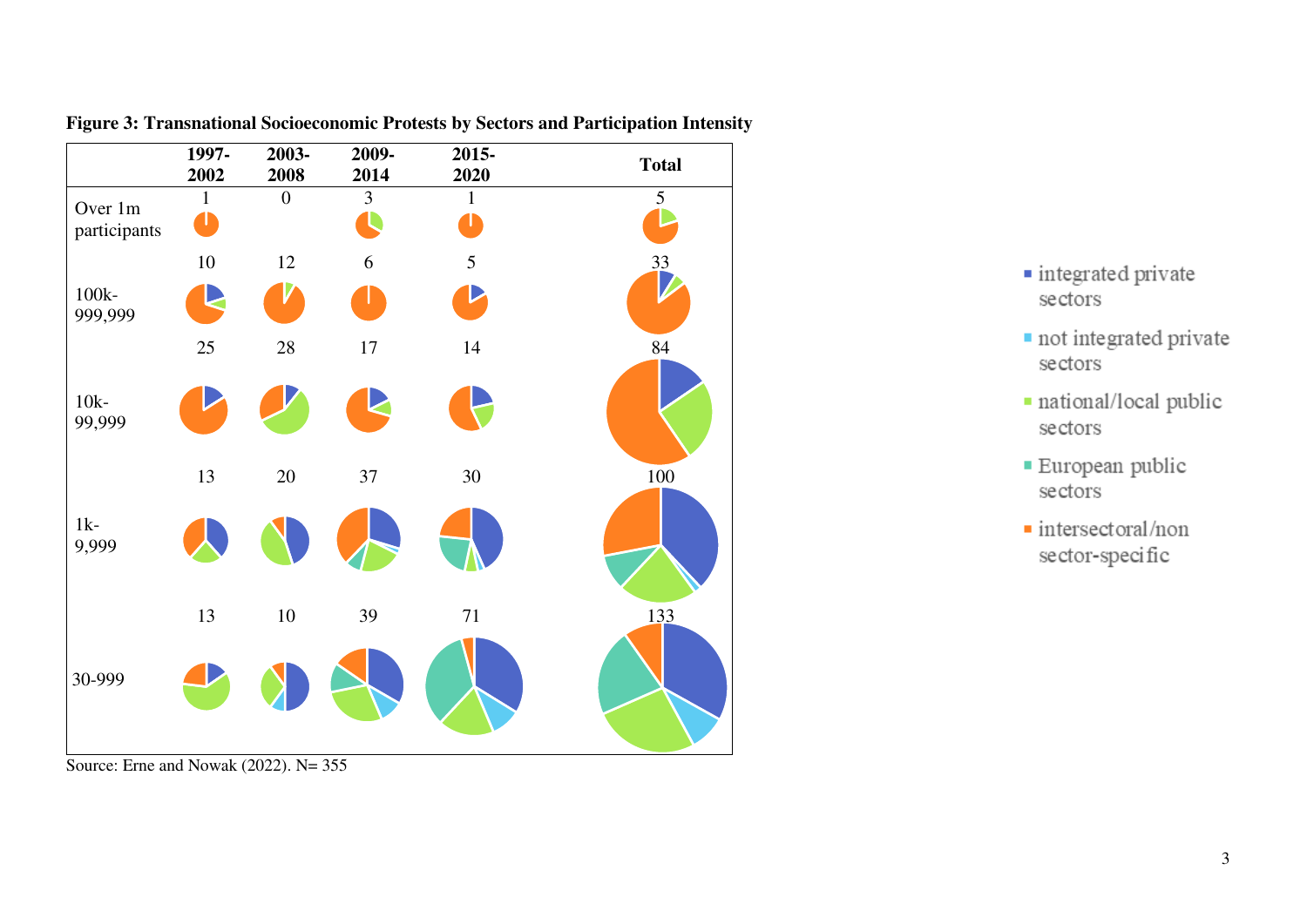**Figure 3: Transnational Socioeconomic Protests by Sectors and Participation Intensity**

| | 1997-2002 | 2003-2008 | 2009-2014 | 2015-2020 | Total |
|---|---|---|---|---|---|
| Over 1m participants | 1 | 0 | 3 | 1 | 5 |
| 100k-999,999 | 10 | 12 | 6 | 5 | 33 |
| 10k-99,999 | 25 | 28 | 17 | 14 | 84 |
| 1k-9,999 | 13 | 20 | 37 | 30 | 100 |
| 30-999 | 13 | 10 | 39 | 71 | 133 |

- integrated private sectors
- not integrated private sectors
- national/local public sectors
- European public sectors
- intersectoral/non sector-specific

Source: Erne and Nowak (2022). N= 355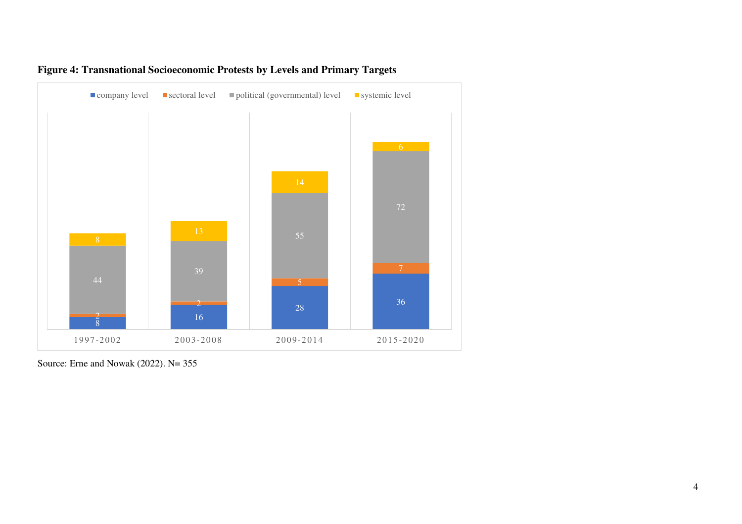**Figure 4: Transnational Socioeconomic Protests by Levels and Primary Targets**

| | 1997-2002 | 2003-2008 | 2009-2014 | 2015-2020 |
|---|---|---|---|---|
| company level | 8 | 16 | 28 | 36 |
| sectoral level | 2 | 2 | 5 | 7 |
| political (governmental) level | 44 | 39 | 55 | 72 |
| systemic level | 8 | 13 | 14 | 6 |

Source: Erne and Nowak (2022). N= 355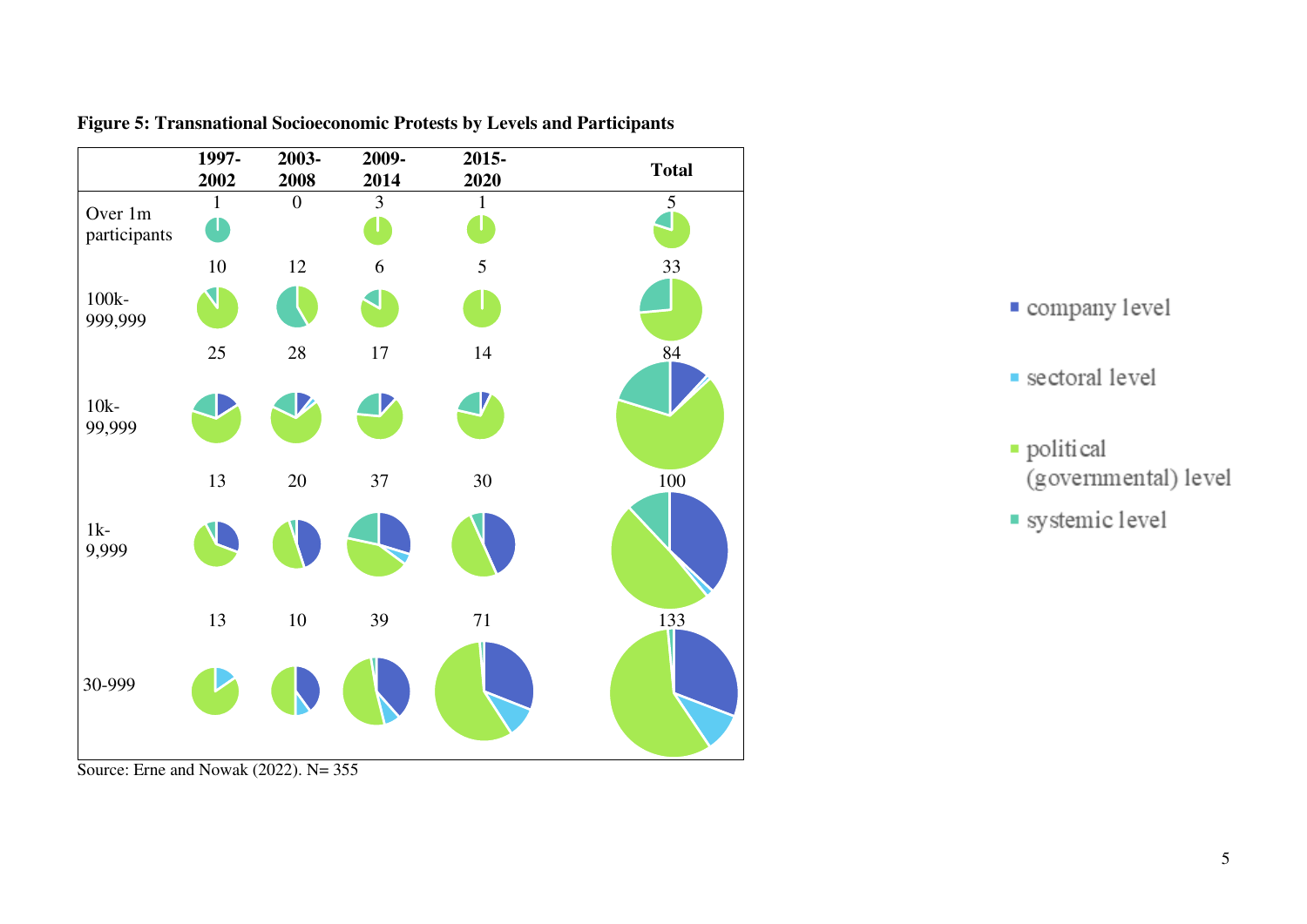**Figure 5: Transnational Socioeconomic Protests by Levels and Participants**

| | 1997-2002 | 2003-2008 | 2009-2014 | 2015-2020 | Total |
|---|---|---|---|---|---|
| Over 1m participants | 1 | 0 | 3 | 1 | 5 |
| 100k-999,999 | 10 | 12 | 6 | 5 | 33 |
| 10k-99,999 | 25 | 28 | 17 | 14 | 84 |
| 1k-9,999 | 13 | 20 | 37 | 30 | 100 |
| 30-999 | 13 | 10 | 39 | 71 | 133 |

Legend: company level; sectoral level; political (governmental) level; systemic level

Source: Erne and Nowak (2022). N= 355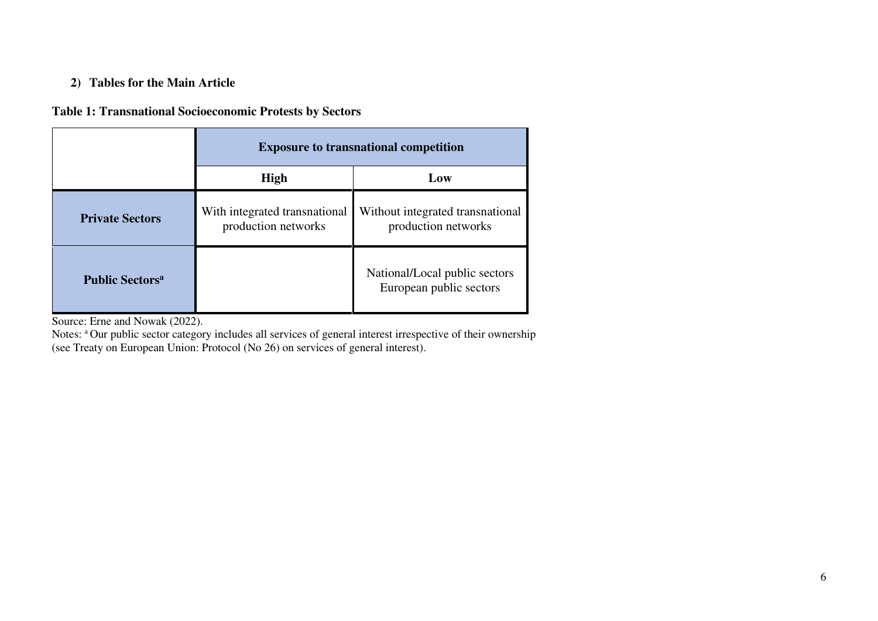## 2) Tables for the Main Article

**Table 1: Transnational Socioeconomic Protests by Sectors**

| | Exposure to transnational competition | |
|---|---|---|
| | **High** | **Low** |
| **Private Sectors** | With integrated transnational production networks | Without integrated transnational production networks |
| **Public Sectors**[a] | | National/Local public sectors<br>European public sectors |

Source: Erne and Nowak (2022).

Notes: [a] Our public sector category includes all services of general interest irrespective of their ownership (see Treaty on European Union: Protocol (No 26) on services of general interest).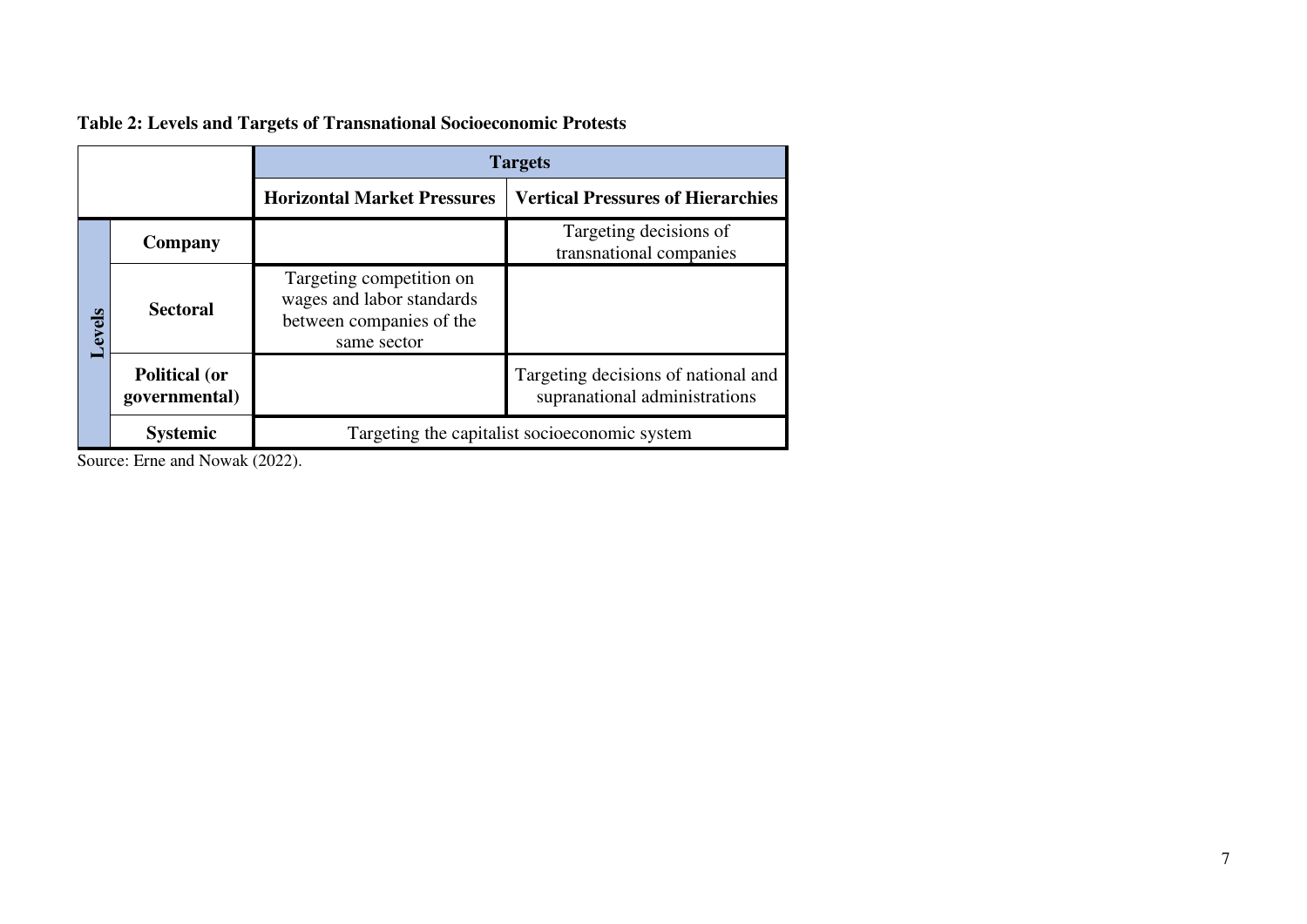**Table 2: Levels and Targets of Transnational Socioeconomic Protests**

| | | Targets | |
|---|---|---|---|
| | | **Horizontal Market Pressures** | **Vertical Pressures of Hierarchies** |
| **Levels** | **Company** | | Targeting decisions of transnational companies |
| | **Sectoral** | Targeting competition on wages and labor standards between companies of the same sector | |
| | **Political (or governmental)** | | Targeting decisions of national and supranational administrations |
| | **Systemic** | Targeting the capitalist socioeconomic system | |

Source: Erne and Nowak (2022).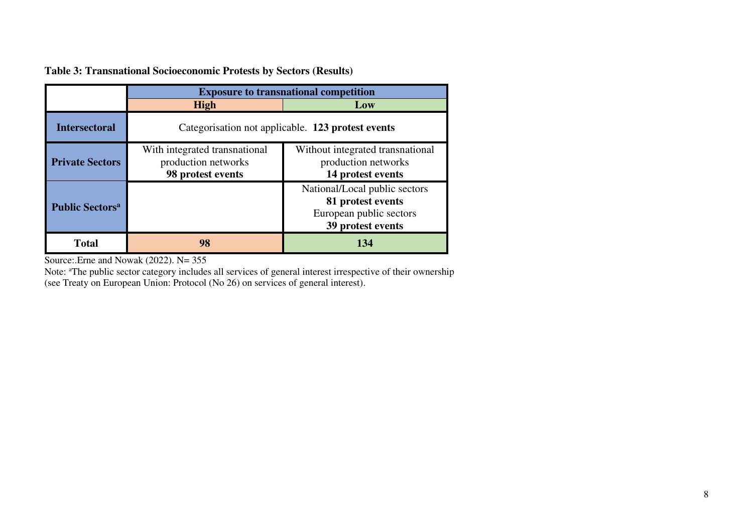**Table 3: Transnational Socioeconomic Protests by Sectors (Results)**

| | Exposure to transnational competition | |
|---|---|---|
| | **High** | **Low** |
| **Intersectoral** | Categorisation not applicable. **123 protest events** | |
| **Private Sectors** | With integrated transnational production networks **98 protest events** | Without integrated transnational production networks **14 protest events** |
| **Public Sectors[a]** | | National/Local public sectors **81 protest events** European public sectors **39 protest events** |
| **Total** | **98** | **134** |

Source:.Erne and Nowak (2022). N= 355

Note: [a]The public sector category includes all services of general interest irrespective of their ownership (see Treaty on European Union: Protocol (No 26) on services of general interest).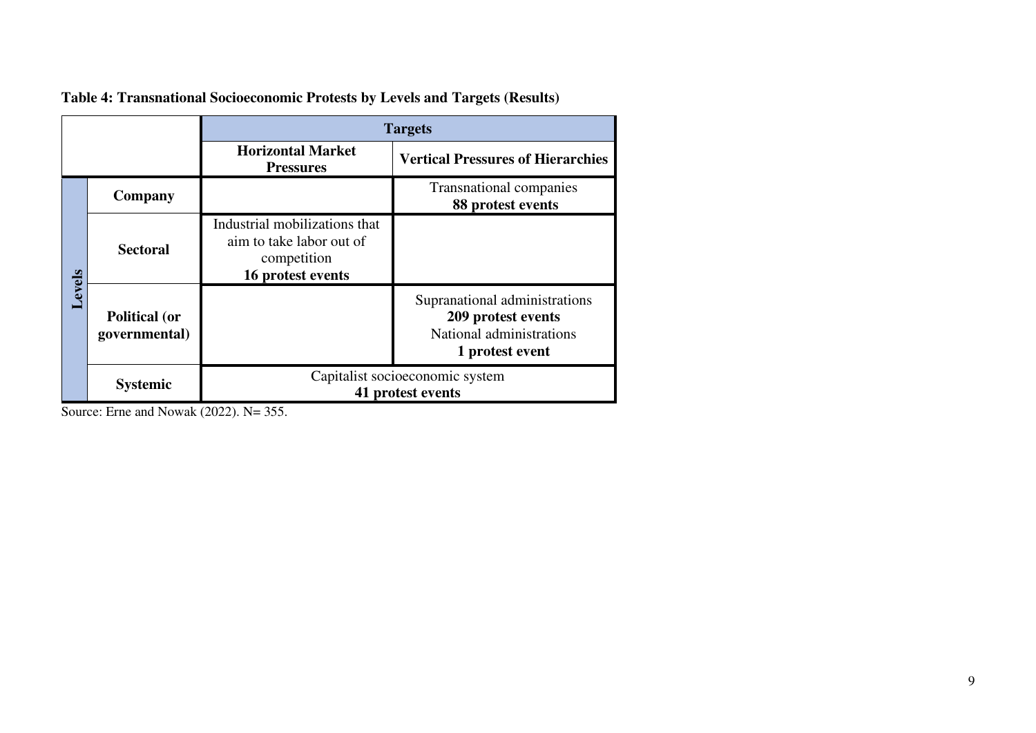**Table 4: Transnational Socioeconomic Protests by Levels and Targets (Results)**

| | | Targets | |
|---|---|---|---|
| | | **Horizontal Market Pressures** | **Vertical Pressures of Hierarchies** |
| **Levels** | **Company** | | Transnational companies **88 protest events** |
| | **Sectoral** | Industrial mobilizations that aim to take labor out of competition **16 protest events** | |
| | **Political (or governmental)** | | Supranational administrations **209 protest events** National administrations **1 protest event** |
| | **Systemic** | Capitalist socioeconomic system **41 protest events** | |

Source: Erne and Nowak (2022). N= 355.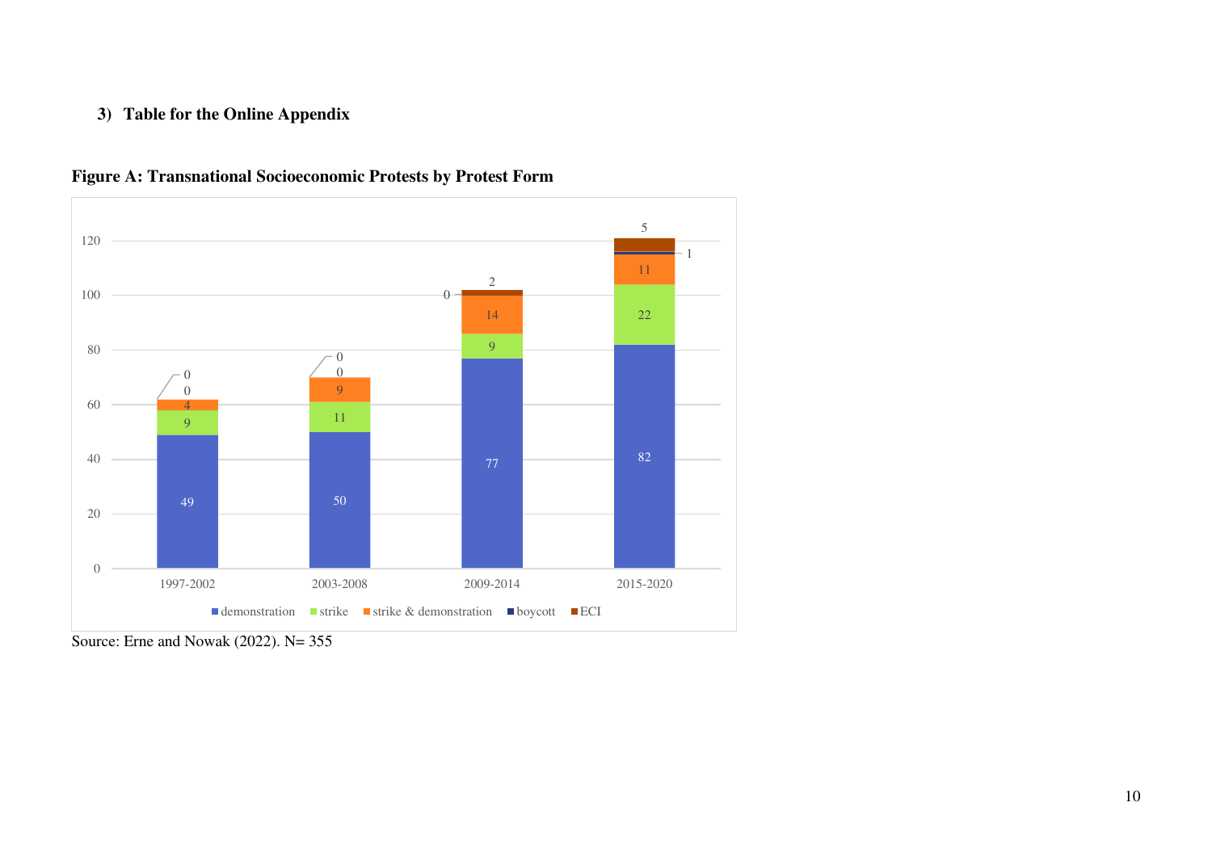### 3) Table for the Online Appendix

**Figure A: Transnational Socioeconomic Protests by Protest Form**

120
100
80
60
40
20
0

1997-2002: 49, 9, 4, 0, 0
2003-2008: 50, 11, 9, 0, 0
2009-2014: 77, 9, 14, 0, 2
2015-2020: 82, 22, 11, 1, 5

demonstration | strike | strike & demonstration | boycott | ECI

Source: Erne and Nowak (2022). N= 355